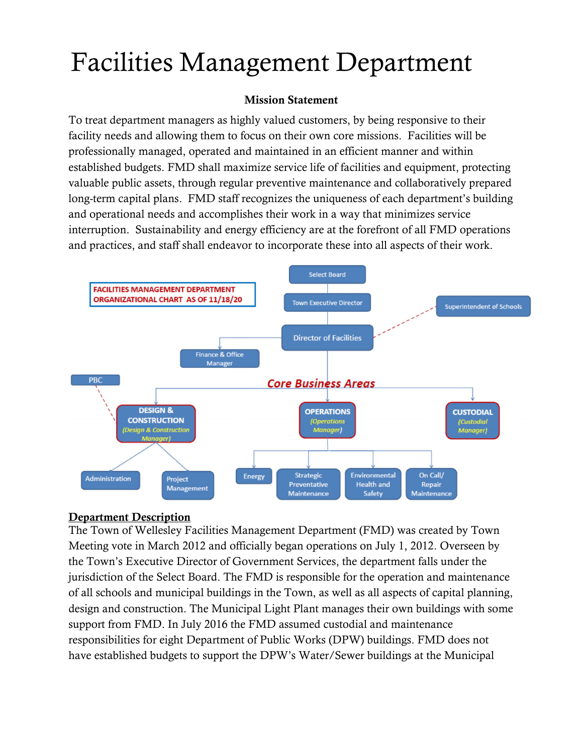# Facilities Management Department

**Mission Statement**

To treat department managers as highly valued customers, by being responsive to their facility needs and allowing them to focus on their own core missions. Facilities will be professionally managed, operated and maintained in an efficient manner and within established budgets. FMD shall maximize service life of facilities and equipment, protecting valuable public assets, through regular preventive maintenance and collaboratively prepared long-term capital plans. FMD staff recognizes the uniqueness of each department's building and operational needs and accomplishes their work in a way that minimizes service interruption. Sustainability and energy efficiency are at the forefront of all FMD operations and practices, and staff shall endeavor to incorporate these into all aspects of their work.

FACILITIES MANAGEMENT DEPARTMENT ORGANIZATIONAL CHART AS OF 11/18/20

- Select Board
  - Town Executive Director
    - Director of Facilities (dotted line: Superintendent of Schools)
      - Finance & Office Manager
      - *Core Business Areas*
        - DESIGN & CONSTRUCTION (*Design & Construction Manager*) (dotted line: PBC)
          - Administration
          - Project Management
        - OPERATIONS (*Operations Manager*)
          - Energy
          - Strategic Preventative Maintenance
          - Environmental Health and Safety
          - On Call/ Repair Maintenance
        - CUSTODIAL (*Custodial Manager*)

## Department Description

The Town of Wellesley Facilities Management Department (FMD) was created by Town Meeting vote in March 2012 and officially began operations on July 1, 2012. Overseen by the Town's Executive Director of Government Services, the department falls under the jurisdiction of the Select Board. The FMD is responsible for the operation and maintenance of all schools and municipal buildings in the Town, as well as all aspects of capital planning, design and construction. The Municipal Light Plant manages their own buildings with some support from FMD. In July 2016 the FMD assumed custodial and maintenance responsibilities for eight Department of Public Works (DPW) buildings. FMD does not have established budgets to support the DPW's Water/Sewer buildings at the Municipal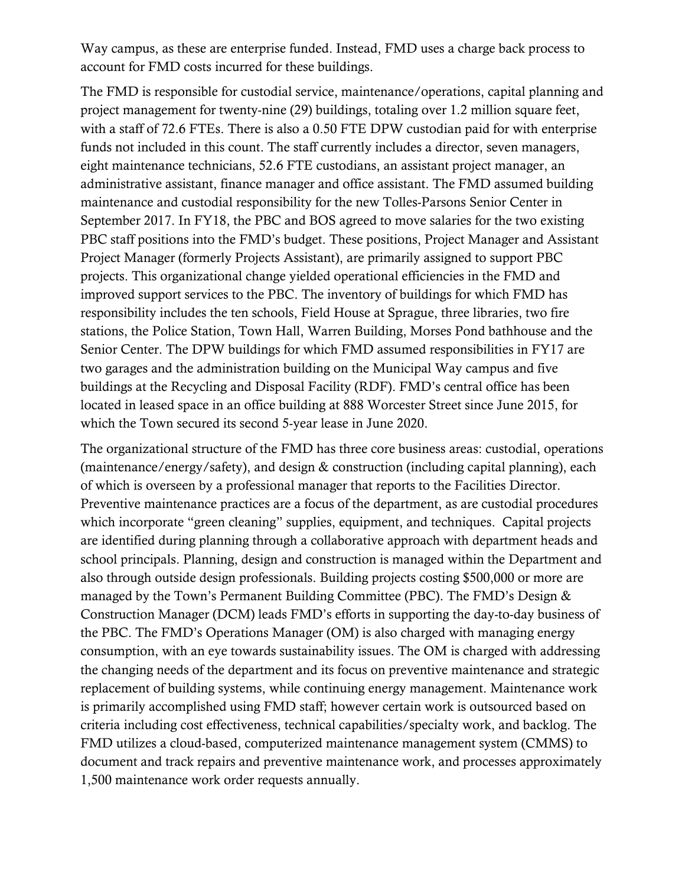Way campus, as these are enterprise funded. Instead, FMD uses a charge back process to account for FMD costs incurred for these buildings.

The FMD is responsible for custodial service, maintenance/operations, capital planning and project management for twenty-nine (29) buildings, totaling over 1.2 million square feet, with a staff of 72.6 FTEs. There is also a 0.50 FTE DPW custodian paid for with enterprise funds not included in this count. The staff currently includes a director, seven managers, eight maintenance technicians, 52.6 FTE custodians, an assistant project manager, an administrative assistant, finance manager and office assistant. The FMD assumed building maintenance and custodial responsibility for the new Tolles-Parsons Senior Center in September 2017. In FY18, the PBC and BOS agreed to move salaries for the two existing PBC staff positions into the FMD's budget. These positions, Project Manager and Assistant Project Manager (formerly Projects Assistant), are primarily assigned to support PBC projects. This organizational change yielded operational efficiencies in the FMD and improved support services to the PBC. The inventory of buildings for which FMD has responsibility includes the ten schools, Field House at Sprague, three libraries, two fire stations, the Police Station, Town Hall, Warren Building, Morses Pond bathhouse and the Senior Center. The DPW buildings for which FMD assumed responsibilities in FY17 are two garages and the administration building on the Municipal Way campus and five buildings at the Recycling and Disposal Facility (RDF). FMD's central office has been located in leased space in an office building at 888 Worcester Street since June 2015, for which the Town secured its second 5-year lease in June 2020.

The organizational structure of the FMD has three core business areas: custodial, operations (maintenance/energy/safety), and design & construction (including capital planning), each of which is overseen by a professional manager that reports to the Facilities Director. Preventive maintenance practices are a focus of the department, as are custodial procedures which incorporate "green cleaning" supplies, equipment, and techniques. Capital projects are identified during planning through a collaborative approach with department heads and school principals. Planning, design and construction is managed within the Department and also through outside design professionals. Building projects costing $500,000 or more are managed by the Town's Permanent Building Committee (PBC). The FMD's Design & Construction Manager (DCM) leads FMD's efforts in supporting the day-to-day business of the PBC. The FMD's Operations Manager (OM) is also charged with managing energy consumption, with an eye towards sustainability issues. The OM is charged with addressing the changing needs of the department and its focus on preventive maintenance and strategic replacement of building systems, while continuing energy management. Maintenance work is primarily accomplished using FMD staff; however certain work is outsourced based on criteria including cost effectiveness, technical capabilities/specialty work, and backlog. The FMD utilizes a cloud-based, computerized maintenance management system (CMMS) to document and track repairs and preventive maintenance work, and processes approximately 1,500 maintenance work order requests annually.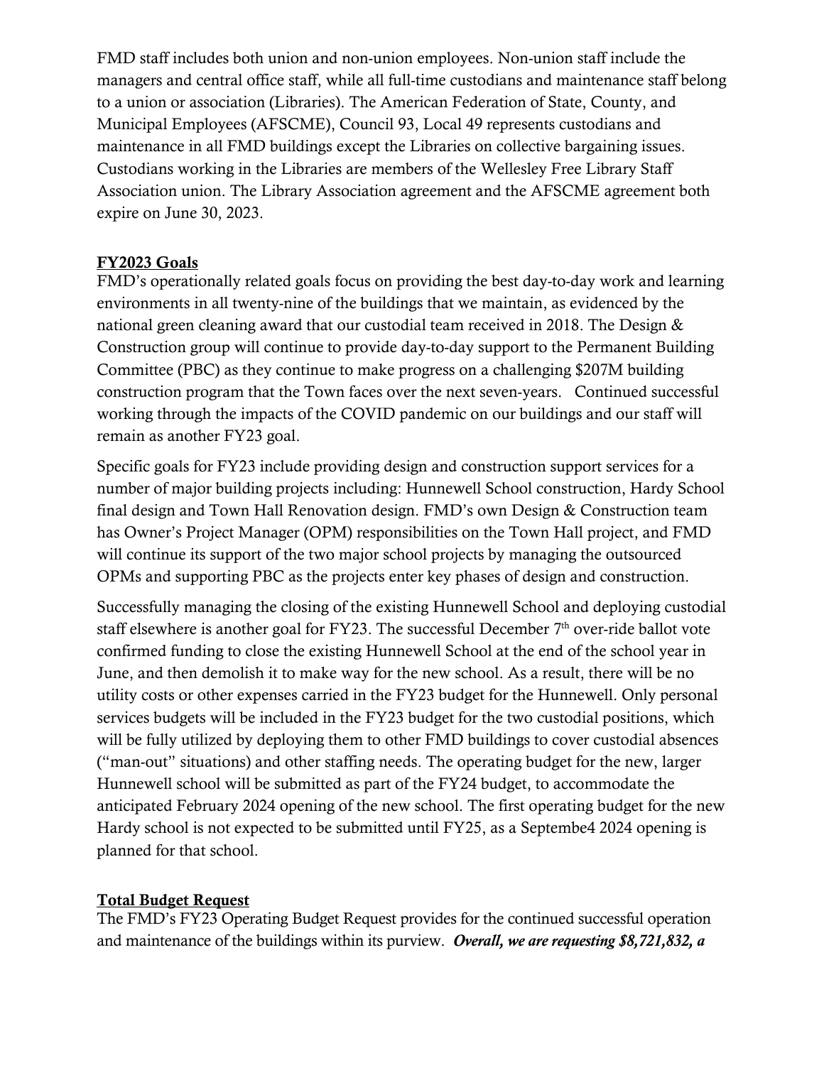FMD staff includes both union and non-union employees. Non-union staff include the managers and central office staff, while all full-time custodians and maintenance staff belong to a union or association (Libraries). The American Federation of State, County, and Municipal Employees (AFSCME), Council 93, Local 49 represents custodians and maintenance in all FMD buildings except the Libraries on collective bargaining issues. Custodians working in the Libraries are members of the Wellesley Free Library Staff Association union. The Library Association agreement and the AFSCME agreement both expire on June 30, 2023.

## FY2023 Goals

FMD's operationally related goals focus on providing the best day-to-day work and learning environments in all twenty-nine of the buildings that we maintain, as evidenced by the national green cleaning award that our custodial team received in 2018. The Design & Construction group will continue to provide day-to-day support to the Permanent Building Committee (PBC) as they continue to make progress on a challenging $207M building construction program that the Town faces over the next seven-years. Continued successful working through the impacts of the COVID pandemic on our buildings and our staff will remain as another FY23 goal.

Specific goals for FY23 include providing design and construction support services for a number of major building projects including: Hunnewell School construction, Hardy School final design and Town Hall Renovation design. FMD's own Design & Construction team has Owner's Project Manager (OPM) responsibilities on the Town Hall project, and FMD will continue its support of the two major school projects by managing the outsourced OPMs and supporting PBC as the projects enter key phases of design and construction.

Successfully managing the closing of the existing Hunnewell School and deploying custodial staff elsewhere is another goal for FY23. The successful December 7th over-ride ballot vote confirmed funding to close the existing Hunnewell School at the end of the school year in June, and then demolish it to make way for the new school. As a result, there will be no utility costs or other expenses carried in the FY23 budget for the Hunnewell. Only personal services budgets will be included in the FY23 budget for the two custodial positions, which will be fully utilized by deploying them to other FMD buildings to cover custodial absences ("man-out" situations) and other staffing needs. The operating budget for the new, larger Hunnewell school will be submitted as part of the FY24 budget, to accommodate the anticipated February 2024 opening of the new school. The first operating budget for the new Hardy school is not expected to be submitted until FY25, as a Septembe4 2024 opening is planned for that school.

## Total Budget Request

The FMD's FY23 Operating Budget Request provides for the continued successful operation and maintenance of the buildings within its purview. ***Overall, we are requesting $8,721,832, a***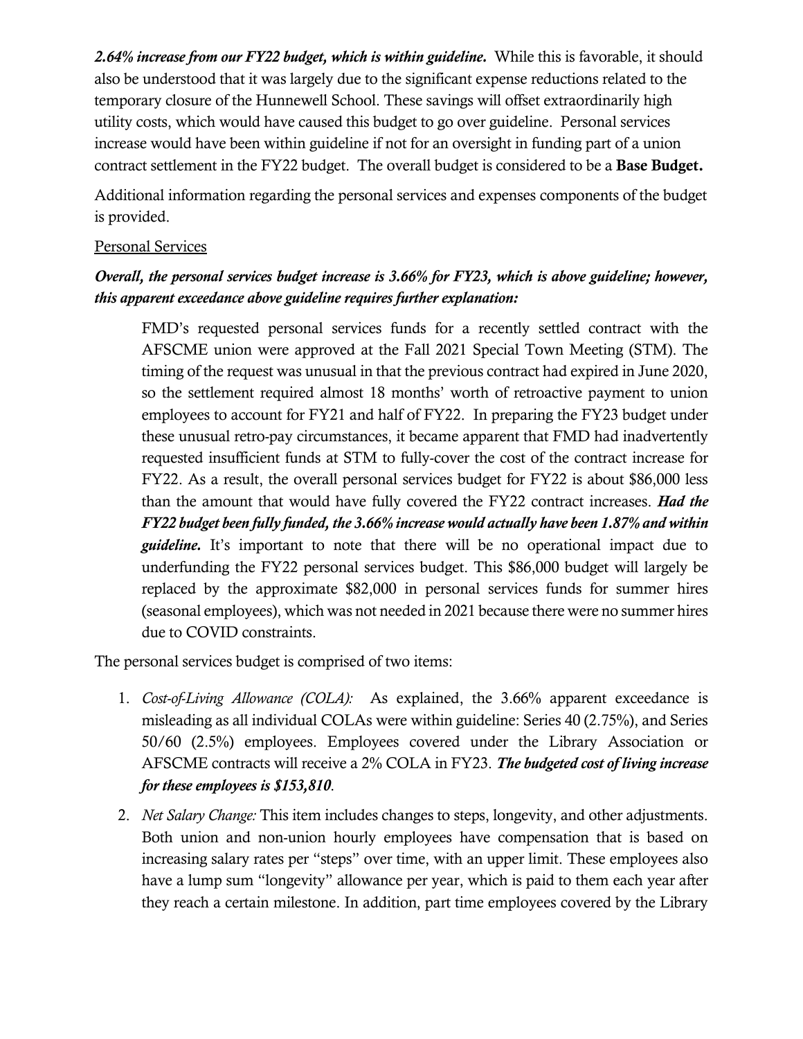***2.64% increase from our FY22 budget, which is within guideline.*** While this is favorable, it should also be understood that it was largely due to the significant expense reductions related to the temporary closure of the Hunnewell School. These savings will offset extraordinarily high utility costs, which would have caused this budget to go over guideline. Personal services increase would have been within guideline if not for an oversight in funding part of a union contract settlement in the FY22 budget. The overall budget is considered to be a **Base Budget.**

Additional information regarding the personal services and expenses components of the budget is provided.

Personal Services

***Overall, the personal services budget increase is 3.66% for FY23, which is above guideline; however, this apparent exceedance above guideline requires further explanation:***

> FMD's requested personal services funds for a recently settled contract with the AFSCME union were approved at the Fall 2021 Special Town Meeting (STM). The timing of the request was unusual in that the previous contract had expired in June 2020, so the settlement required almost 18 months' worth of retroactive payment to union employees to account for FY21 and half of FY22. In preparing the FY23 budget under these unusual retro-pay circumstances, it became apparent that FMD had inadvertently requested insufficient funds at STM to fully-cover the cost of the contract increase for FY22. As a result, the overall personal services budget for FY22 is about $86,000 less than the amount that would have fully covered the FY22 contract increases. ***Had the FY22 budget been fully funded, the 3.66% increase would actually have been 1.87% and within guideline.*** It's important to note that there will be no operational impact due to underfunding the FY22 personal services budget. This $86,000 budget will largely be replaced by the approximate $82,000 in personal services funds for summer hires (seasonal employees), which was not needed in 2021 because there were no summer hires due to COVID constraints.

The personal services budget is comprised of two items:

1. *Cost-of-Living Allowance (COLA):* As explained, the 3.66% apparent exceedance is misleading as all individual COLAs were within guideline: Series 40 (2.75%), and Series 50/60 (2.5%) employees. Employees covered under the Library Association or AFSCME contracts will receive a 2% COLA in FY23. ***The budgeted cost of living increase for these employees is $153,810***.
2. *Net Salary Change:* This item includes changes to steps, longevity, and other adjustments. Both union and non-union hourly employees have compensation that is based on increasing salary rates per "steps" over time, with an upper limit. These employees also have a lump sum "longevity" allowance per year, which is paid to them each year after they reach a certain milestone. In addition, part time employees covered by the Library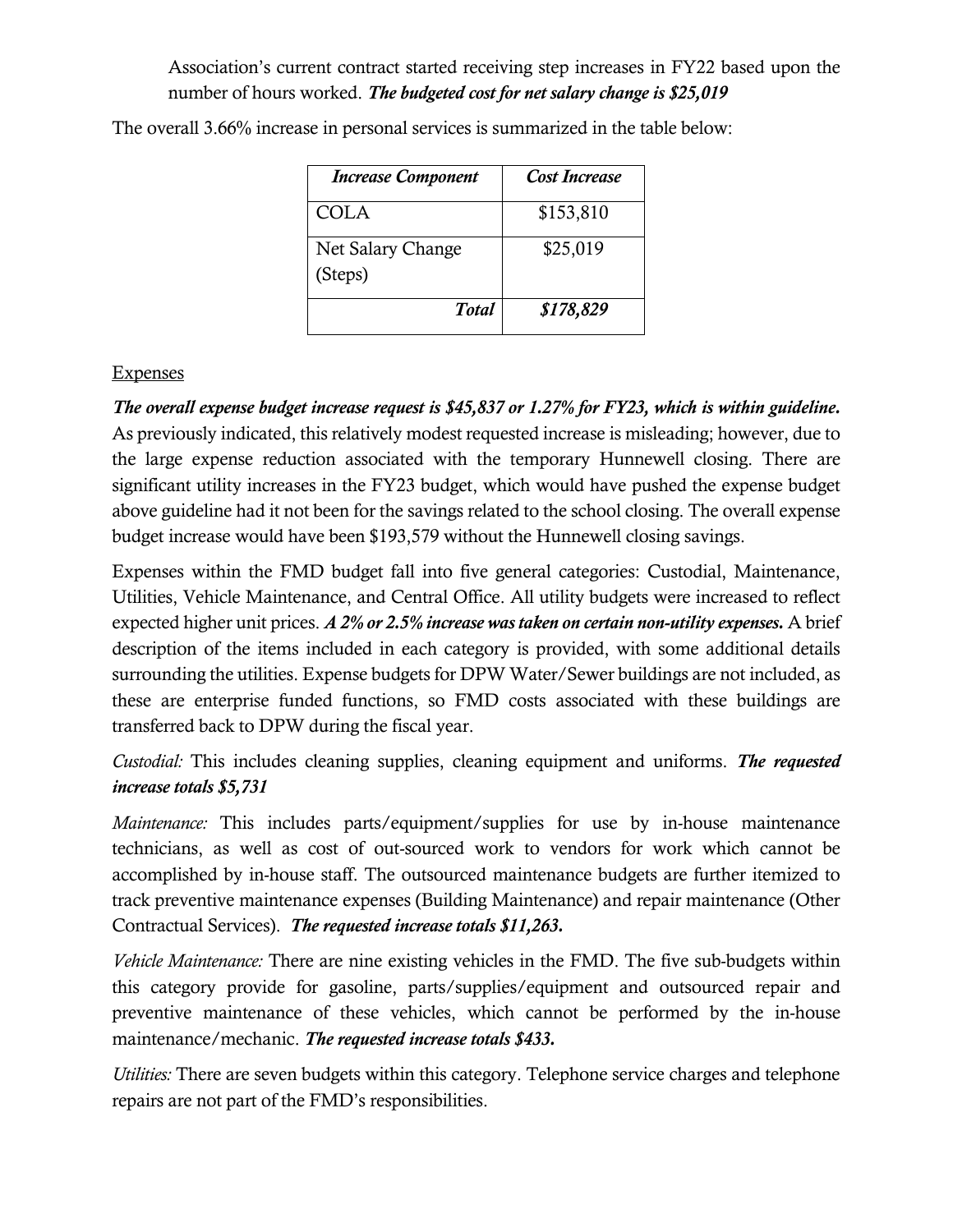Association's current contract started receiving step increases in FY22 based upon the number of hours worked. ***The budgeted cost for net salary change is $25,019***

The overall 3.66% increase in personal services is summarized in the table below:

| *Increase Component* | *Cost Increase* |
|---|---|
| COLA | $153,810 |
| Net Salary Change (Steps) | $25,019 |
| *Total* | ***$178,829*** |

Expenses

***The overall expense budget increase request is $45,837 or 1.27% for FY23, which is within guideline.*** As previously indicated, this relatively modest requested increase is misleading; however, due to the large expense reduction associated with the temporary Hunnewell closing. There are significant utility increases in the FY23 budget, which would have pushed the expense budget above guideline had it not been for the savings related to the school closing. The overall expense budget increase would have been $193,579 without the Hunnewell closing savings.

Expenses within the FMD budget fall into five general categories: Custodial, Maintenance, Utilities, Vehicle Maintenance, and Central Office. All utility budgets were increased to reflect expected higher unit prices. ***A 2% or 2.5% increase was taken on certain non-utility expenses.*** A brief description of the items included in each category is provided, with some additional details surrounding the utilities. Expense budgets for DPW Water/Sewer buildings are not included, as these are enterprise funded functions, so FMD costs associated with these buildings are transferred back to DPW during the fiscal year.

*Custodial:* This includes cleaning supplies, cleaning equipment and uniforms. ***The requested increase totals $5,731***

*Maintenance:* This includes parts/equipment/supplies for use by in-house maintenance technicians, as well as cost of out-sourced work to vendors for work which cannot be accomplished by in-house staff. The outsourced maintenance budgets are further itemized to track preventive maintenance expenses (Building Maintenance) and repair maintenance (Other Contractual Services). ***The requested increase totals $11,263.***

*Vehicle Maintenance:* There are nine existing vehicles in the FMD. The five sub-budgets within this category provide for gasoline, parts/supplies/equipment and outsourced repair and preventive maintenance of these vehicles, which cannot be performed by the in-house maintenance/mechanic. ***The requested increase totals $433.***

*Utilities:* There are seven budgets within this category. Telephone service charges and telephone repairs are not part of the FMD's responsibilities.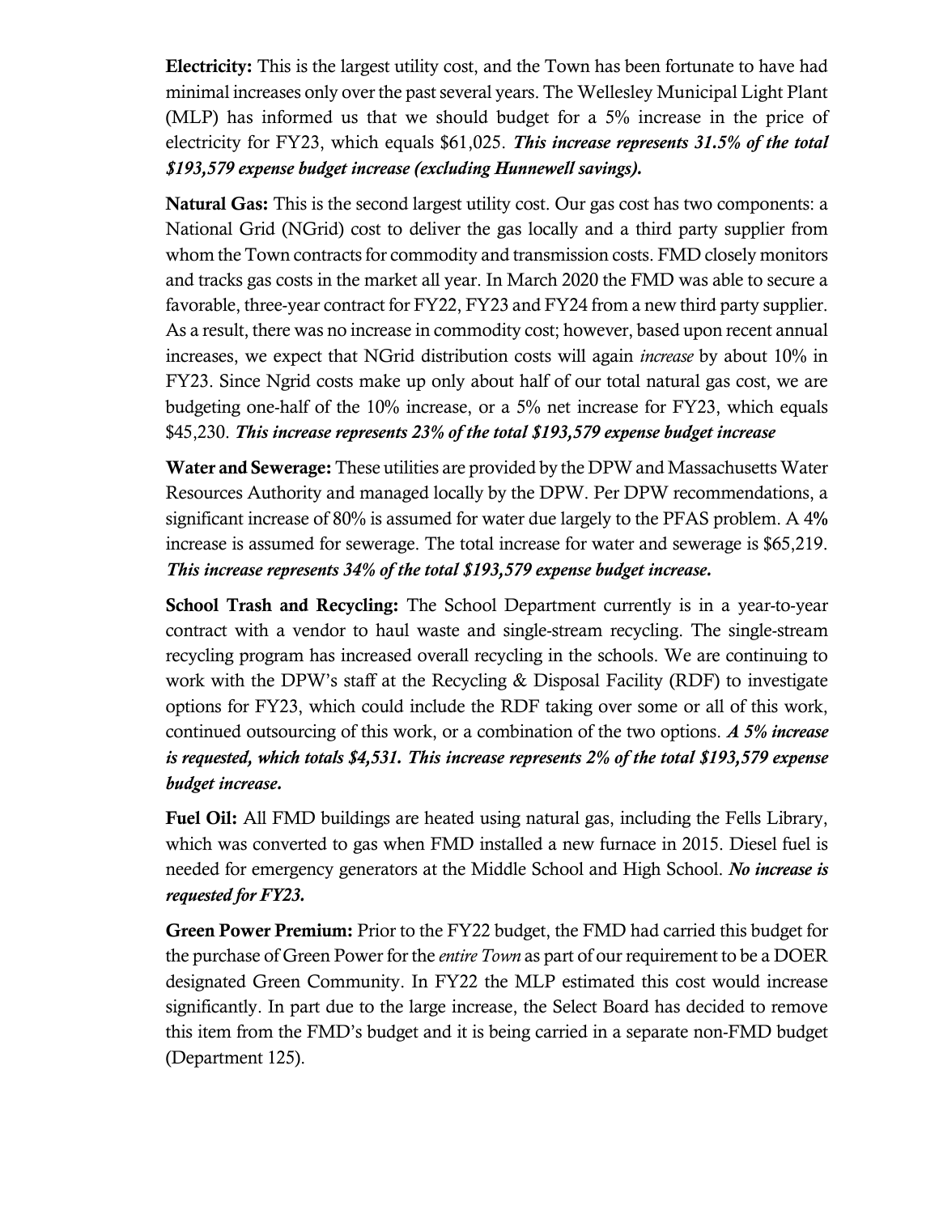**Electricity:** This is the largest utility cost, and the Town has been fortunate to have had minimal increases only over the past several years. The Wellesley Municipal Light Plant (MLP) has informed us that we should budget for a 5% increase in the price of electricity for FY23, which equals $61,025. ***This increase represents 31.5% of the total $193,579 expense budget increase (excluding Hunnewell savings).***

**Natural Gas:** This is the second largest utility cost. Our gas cost has two components: a National Grid (NGrid) cost to deliver the gas locally and a third party supplier from whom the Town contracts for commodity and transmission costs. FMD closely monitors and tracks gas costs in the market all year. In March 2020 the FMD was able to secure a favorable, three-year contract for FY22, FY23 and FY24 from a new third party supplier. As a result, there was no increase in commodity cost; however, based upon recent annual increases, we expect that NGrid distribution costs will again *increase* by about 10% in FY23. Since Ngrid costs make up only about half of our total natural gas cost, we are budgeting one-half of the 10% increase, or a 5% net increase for FY23, which equals $45,230. ***This increase represents 23% of the total $193,579 expense budget increase***

**Water and Sewerage:** These utilities are provided by the DPW and Massachusetts Water Resources Authority and managed locally by the DPW. Per DPW recommendations, a significant increase of 80% is assumed for water due largely to the PFAS problem. A 4% increase is assumed for sewerage. The total increase for water and sewerage is $65,219. ***This increase represents 34% of the total $193,579 expense budget increase.***

**School Trash and Recycling:** The School Department currently is in a year-to-year contract with a vendor to haul waste and single-stream recycling. The single-stream recycling program has increased overall recycling in the schools. We are continuing to work with the DPW's staff at the Recycling & Disposal Facility (RDF) to investigate options for FY23, which could include the RDF taking over some or all of this work, continued outsourcing of this work, or a combination of the two options. ***A 5% increase is requested, which totals $4,531. This increase represents 2% of the total $193,579 expense budget increase.***

**Fuel Oil:** All FMD buildings are heated using natural gas, including the Fells Library, which was converted to gas when FMD installed a new furnace in 2015. Diesel fuel is needed for emergency generators at the Middle School and High School. ***No increase is requested for FY23.***

**Green Power Premium:** Prior to the FY22 budget, the FMD had carried this budget for the purchase of Green Power for the *entire Town* as part of our requirement to be a DOER designated Green Community. In FY22 the MLP estimated this cost would increase significantly. In part due to the large increase, the Select Board has decided to remove this item from the FMD's budget and it is being carried in a separate non-FMD budget (Department 125).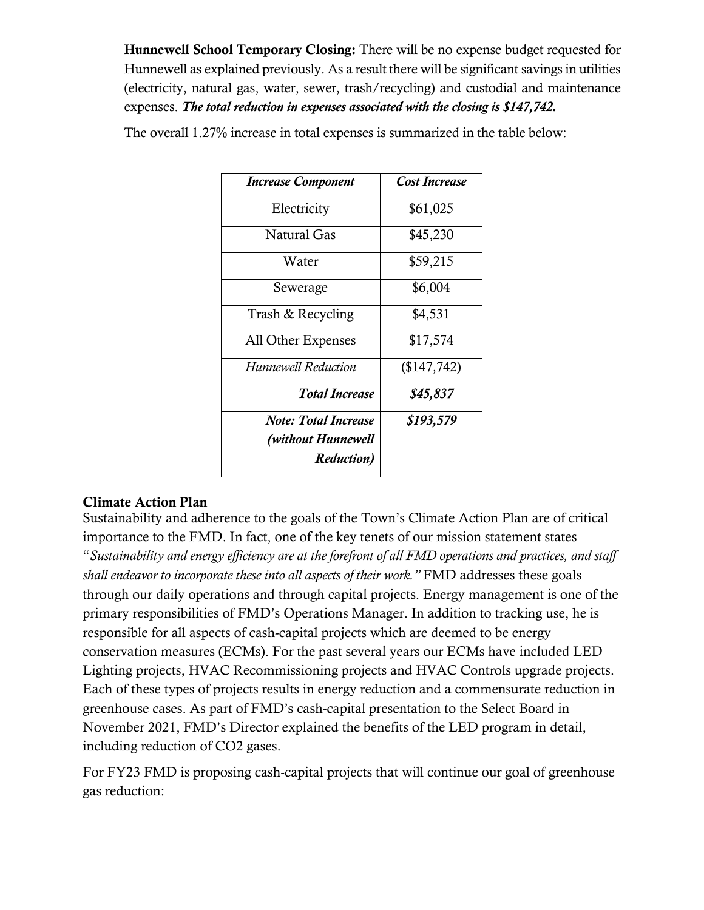**Hunnewell School Temporary Closing:** There will be no expense budget requested for Hunnewell as explained previously. As a result there will be significant savings in utilities (electricity, natural gas, water, sewer, trash/recycling) and custodial and maintenance expenses. ***The total reduction in expenses associated with the closing is $147,742.***

The overall 1.27% increase in total expenses is summarized in the table below:

| *Increase Component* | *Cost Increase* |
|---|---|
| Electricity | $61,025 |
| Natural Gas | $45,230 |
| Water | $59,215 |
| Sewerage | $6,004 |
| Trash & Recycling | $4,531 |
| All Other Expenses | $17,574 |
| *Hunnewell Reduction* | ($147,742) |
| ***Total Increase*** | ***$45,837*** |
| ***Note: Total Increase (without Hunnewell Reduction)*** | ***$193,579*** |

## Climate Action Plan

Sustainability and adherence to the goals of the Town's Climate Action Plan are of critical importance to the FMD. In fact, one of the key tenets of our mission statement states "*Sustainability and energy efficiency are at the forefront of all FMD operations and practices, and staff shall endeavor to incorporate these into all aspects of their work.*" FMD addresses these goals through our daily operations and through capital projects. Energy management is one of the primary responsibilities of FMD's Operations Manager. In addition to tracking use, he is responsible for all aspects of cash-capital projects which are deemed to be energy conservation measures (ECMs). For the past several years our ECMs have included LED Lighting projects, HVAC Recommissioning projects and HVAC Controls upgrade projects. Each of these types of projects results in energy reduction and a commensurate reduction in greenhouse cases. As part of FMD's cash-capital presentation to the Select Board in November 2021, FMD's Director explained the benefits of the LED program in detail, including reduction of $CO_2$ gases.

For FY23 FMD is proposing cash-capital projects that will continue our goal of greenhouse gas reduction: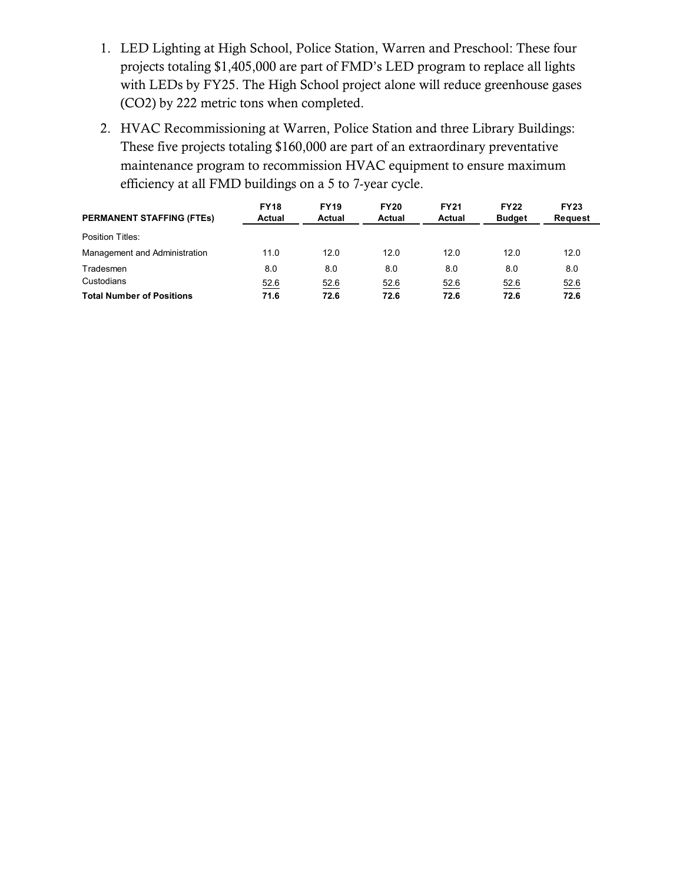1. LED Lighting at High School, Police Station, Warren and Preschool: These four projects totaling $1,405,000 are part of FMD's LED program to replace all lights with LEDs by FY25. The High School project alone will reduce greenhouse gases ($CO_2$) by 222 metric tons when completed.

2. HVAC Recommissioning at Warren, Police Station and three Library Buildings: These five projects totaling $160,000 are part of an extraordinary preventative maintenance program to recommission HVAC equipment to ensure maximum efficiency at all FMD buildings on a 5 to 7-year cycle.

| PERMANENT STAFFING (FTEs) | FY18 Actual | FY19 Actual | FY20 Actual | FY21 Actual | FY22 Budget | FY23 Request |
|---|---|---|---|---|---|---|
| Position Titles: | | | | | | |
| Management and Administration | 11.0 | 12.0 | 12.0 | 12.0 | 12.0 | 12.0 |
| Tradesmen | 8.0 | 8.0 | 8.0 | 8.0 | 8.0 | 8.0 |
| Custodians | 52.6 | 52.6 | 52.6 | 52.6 | 52.6 | 52.6 |
| **Total Number of Positions** | **71.6** | **72.6** | **72.6** | **72.6** | **72.6** | **72.6** |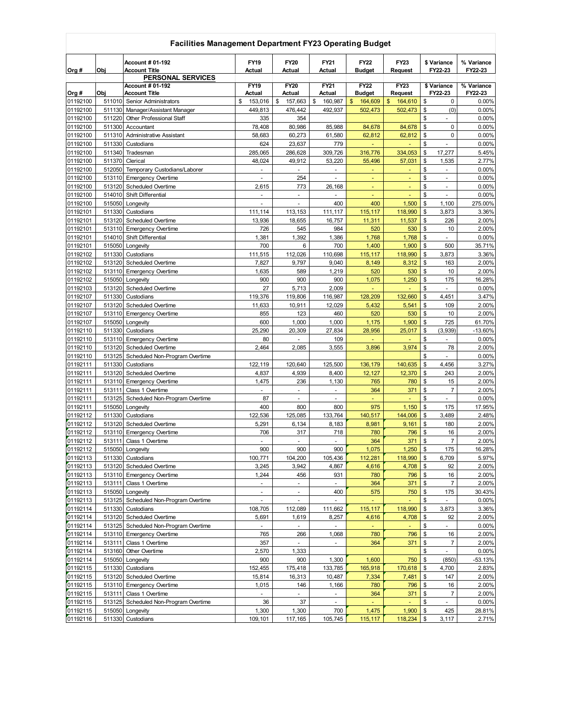# Facilities Management Department FY23 Operating Budget

| Org # | Obj | Account # 01-192 Account Title | FY19 Actual | FY20 Actual | FY21 Actual | FY22 Budget | FY23 Request | $ Variance FY22-23 | % Variance FY22-23 |
|---|---|---|---|---|---|---|---|---|---|
| | | **PERSONAL SERVICES** | | | | | | | |
| **Org #** | **Obj** | **Account # 01-192 Account Title** | **FY19 Actual** | **FY20 Actual** | **FY21 Actual** | **FY22 Budget** | **FY23 Request** | **$ Variance FY22-23** | **% Variance FY22-23** |
| 01192100 | 511010 | Senior Administrators | $ 153,016 | $ 157,663 | $ 160,987 | $ 164,609 | $ 164,610 | $ 0 | 0.00% |
| 01192100 | 511130 | Manager/Assistant Manager | 449,813 | 476,442 | 492,937 | 502,473 | 502,473 | $ (0) | 0.00% |
| 01192100 | 511220 | Other Professional Staff | 335 | 354 | | | | $ - | 0.00% |
| 01192100 | 511300 | Accountant | 78,408 | 80,986 | 85,988 | 84,678 | 84,678 | $ 0 | 0.00% |
| 01192100 | 511310 | Administrative Assistant | 58,683 | 60,273 | 61,580 | 62,812 | 62,812 | $ 0 | 0.00% |
| 01192100 | 511330 | Custodians | 624 | 23,637 | 779 | - | - | $ - | 0.00% |
| 01192100 | 511340 | Tradesman | 285,065 | 286,628 | 309,726 | 316,776 | 334,053 | $ 17,277 | 5.45% |
| 01192100 | 511370 | Clerical | 48,024 | 49,912 | 53,220 | 55,496 | 57,031 | $ 1,535 | 2.77% |
| 01192100 | 512050 | Temporary Custodians/Laborer | - | - | - | - | - | $ - | 0.00% |
| 01192100 | 513110 | Emergency Overtime | - | 254 | - | - | - | $ - | 0.00% |
| 01192100 | 513120 | Scheduled Overtime | 2,615 | 773 | 26,168 | - | - | $ - | 0.00% |
| 01192100 | 514010 | Shift Differential | - | - | - | - | - | $ - | 0.00% |
| 01192100 | 515050 | Longevity | - | - | 400 | 400 | 1,500 | $ 1,100 | 275.00% |
| 01192101 | 511330 | Custodians | 111,114 | 113,153 | 111,117 | 115,117 | 118,990 | $ 3,873 | 3.36% |
| 01192101 | 513120 | Scheduled Overtime | 13,936 | 18,655 | 16,757 | 11,311 | 11,537 | $ 226 | 2.00% |
| 01192101 | 513110 | Emergency Overtime | 726 | 545 | 984 | 520 | 530 | $ 10 | 2.00% |
| 01192101 | 514010 | Shift Differential | 1,381 | 1,392 | 1,386 | 1,768 | 1,768 | $ - | 0.00% |
| 01192101 | 515050 | Longevity | 700 | 6 | 700 | 1,400 | 1,900 | $ 500 | 35.71% |
| 01192102 | 511330 | Custodians | 111,515 | 112,026 | 110,698 | 115,117 | 118,990 | $ 3,873 | 3.36% |
| 01192102 | 513120 | Scheduled Overtime | 7,827 | 9,797 | 9,040 | 8,149 | 8,312 | $ 163 | 2.00% |
| 01192102 | 513110 | Emergency Overtime | 1,635 | 589 | 1,219 | 520 | 530 | $ 10 | 2.00% |
| 01192102 | 515050 | Longevity | 900 | 900 | 900 | 1,075 | 1,250 | $ 175 | 16.28% |
| 01192103 | 513120 | Scheduled Overtime | 27 | 5,713 | 2,009 | - | - | $ - | 0.00% |
| 01192107 | 511330 | Custodians | 119,376 | 119,806 | 116,987 | 128,209 | 132,660 | $ 4,451 | 3.47% |
| 01192107 | 513120 | Scheduled Overtime | 11,633 | 10,911 | 12,029 | 5,432 | 5,541 | $ 109 | 2.00% |
| 01192107 | 513110 | Emergency Overtime | 855 | 123 | 460 | 520 | 530 | $ 10 | 2.00% |
| 01192107 | 515050 | Longevity | 600 | 1,000 | 1,000 | 1,175 | 1,900 | $ 725 | 61.70% |
| 01192110 | 511330 | Custodians | 25,290 | 20,309 | 27,834 | 28,956 | 25,017 | $ (3,939) | -13.60% |
| 01192110 | 513110 | Emergency Overtime | 80 | - | 109 | - | - | $ - | 0.00% |
| 01192110 | 513120 | Scheduled Overtime | 2,464 | 2,085 | 3,555 | 3,896 | 3,974 | $ 78 | 2.00% |
| 01192110 | 513125 | Scheduled Non-Program Overtime | | | | | | $ - | 0.00% |
| 01192111 | 511330 | Custodians | 122,119 | 120,640 | 125,500 | 136,179 | 140,635 | $ 4,456 | 3.27% |
| 01192111 | 513120 | Scheduled Overtime | 4,837 | 4,939 | 8,400 | 12,127 | 12,370 | $ 243 | 2.00% |
| 01192111 | 513110 | Emergency Overtime | 1,475 | 236 | 1,130 | 765 | 780 | $ 15 | 2.00% |
| 01192111 | 513111 | Class 1 Overtime | - | - | - | 364 | 371 | $ 7 | 2.00% |
| 01192111 | 513125 | Scheduled Non-Program Overtime | 87 | - | - | - | - | $ - | 0.00% |
| 01192111 | 515050 | Longevity | 400 | 800 | 800 | 975 | 1,150 | $ 175 | 17.95% |
| 01192112 | 511330 | Custodians | 122,536 | 125,085 | 133,764 | 140,517 | 144,006 | $ 3,489 | 2.48% |
| 01192112 | 513120 | Scheduled Overtime | 5,291 | 6,134 | 8,183 | 8,981 | 9,161 | $ 180 | 2.00% |
| 01192112 | 513110 | Emergency Overtime | 706 | 317 | 718 | 780 | 796 | $ 16 | 2.00% |
| 01192112 | 513111 | Class 1 Overtime | - | - | - | 364 | 371 | $ 7 | 2.00% |
| 01192112 | 515050 | Longevity | 900 | 900 | 900 | 1,075 | 1,250 | $ 175 | 16.28% |
| 01192113 | 511330 | Custodians | 100,771 | 104,200 | 105,436 | 112,281 | 118,990 | $ 6,709 | 5.97% |
| 01192113 | 513120 | Scheduled Overtime | 3,245 | 3,942 | 4,867 | 4,616 | 4,708 | $ 92 | 2.00% |
| 01192113 | 513110 | Emergency Overtime | 1,244 | 456 | 931 | 780 | 796 | $ 16 | 2.00% |
| 01192113 | 513111 | Class 1 Overtime | - | - | - | 364 | 371 | $ 7 | 2.00% |
| 01192113 | 515050 | Longevity | - | - | 400 | 575 | 750 | $ 175 | 30.43% |
| 01192113 | 513125 | Scheduled Non-Program Overtime | - | - | - | - | - | $ - | 0.00% |
| 01192114 | 511330 | Custodians | 108,705 | 112,089 | 111,662 | 115,117 | 118,990 | $ 3,873 | 3.36% |
| 01192114 | 513120 | Scheduled Overtime | 5,691 | 1,619 | 8,257 | 4,616 | 4,708 | $ 92 | 2.00% |
| 01192114 | 513125 | Scheduled Non-Program Overtime | - | - | - | - | - | $ - | 0.00% |
| 01192114 | 513110 | Emergency Overtime | 765 | 266 | 1,068 | 780 | 796 | $ 16 | 2.00% |
| 01192114 | 513111 | Class 1 Overtime | 357 | - | - | 364 | 371 | $ 7 | 2.00% |
| 01192114 | 513160 | Other Overtime | 2,570 | 1,333 | | | | $ - | 0.00% |
| 01192114 | 515050 | Longevity | 900 | 900 | 1,300 | 1,600 | 750 | $ (850) | -53.13% |
| 01192115 | 511330 | Custodians | 152,455 | 175,418 | 133,785 | 165,918 | 170,618 | $ 4,700 | 2.83% |
| 01192115 | 513120 | Scheduled Overtime | 15,814 | 16,313 | 10,487 | 7,334 | 7,481 | $ 147 | 2.00% |
| 01192115 | 513110 | Emergency Overtime | 1,015 | 146 | 1,166 | 780 | 796 | $ 16 | 2.00% |
| 01192115 | 513111 | Class 1 Overtime | - | - | - | 364 | 371 | $ 7 | 2.00% |
| 01192115 | 513125 | Scheduled Non-Program Overtime | 36 | 37 | - | - | - | $ - | 0.00% |
| 01192115 | 515050 | Longevity | 1,300 | 1,300 | 700 | 1,475 | 1,900 | $ 425 | 28.81% |
| 01192116 | 511330 | Custodians | 109,101 | 117,165 | 105,745 | 115,117 | 118,234 | $ 3,117 | 2.71% |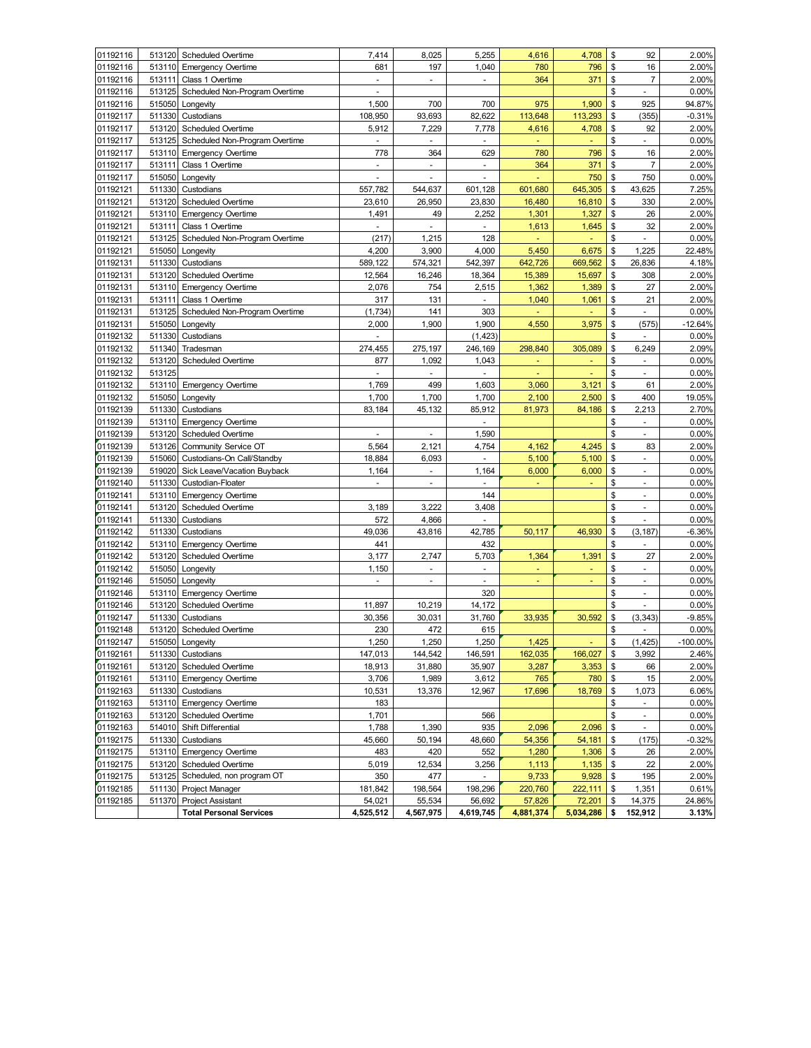| | | | | | | | | |
|---|---|---|---|---|---|---|---|---|
| 01192116 | 513120 | Scheduled Overtime | 7,414 | 8,025 | 5,255 | 4,616 | 4,708 | $ 92 | 2.00% |
| 01192116 | 513110 | Emergency Overtime | 681 | 197 | 1,040 | 780 | 796 | $ 16 | 2.00% |
| 01192116 | 513111 | Class 1 Overtime | - | - | - | 364 | 371 | $ 7 | 2.00% |
| 01192116 | 513125 | Scheduled Non-Program Overtime | - | | | | | $ - | 0.00% |
| 01192116 | 515050 | Longevity | 1,500 | 700 | 700 | 975 | 1,900 | $ 925 | 94.87% |
| 01192117 | 511330 | Custodians | 108,950 | 93,693 | 82,622 | 113,648 | 113,293 | $ (355) | -0.31% |
| 01192117 | 513120 | Scheduled Overtime | 5,912 | 7,229 | 7,778 | 4,616 | 4,708 | $ 92 | 2.00% |
| 01192117 | 513125 | Scheduled Non-Program Overtime | - | - | - | - | - | $ - | 0.00% |
| 01192117 | 513110 | Emergency Overtime | 778 | 364 | 629 | 780 | 796 | $ 16 | 2.00% |
| 01192117 | 513111 | Class 1 Overtime | - | - | - | 364 | 371 | $ 7 | 2.00% |
| 01192117 | 515050 | Longevity | - | - | - | - | 750 | $ 750 | 0.00% |
| 01192121 | 511330 | Custodians | 557,782 | 544,637 | 601,128 | 601,680 | 645,305 | $ 43,625 | 7.25% |
| 01192121 | 513120 | Scheduled Overtime | 23,610 | 26,950 | 23,830 | 16,480 | 16,810 | $ 330 | 2.00% |
| 01192121 | 513110 | Emergency Overtime | 1,491 | 49 | 2,252 | 1,301 | 1,327 | $ 26 | 2.00% |
| 01192121 | 513111 | Class 1 Overtime | - | - | - | 1,613 | 1,645 | $ 32 | 2.00% |
| 01192121 | 513125 | Scheduled Non-Program Overtime | (217) | 1,215 | 128 | - | - | $ - | 0.00% |
| 01192121 | 515050 | Longevity | 4,200 | 3,900 | 4,000 | 5,450 | 6,675 | $ 1,225 | 22.48% |
| 01192131 | 511330 | Custodians | 589,122 | 574,321 | 542,397 | 642,726 | 669,562 | $ 26,836 | 4.18% |
| 01192131 | 513120 | Scheduled Overtime | 12,564 | 16,246 | 18,364 | 15,389 | 15,697 | $ 308 | 2.00% |
| 01192131 | 513110 | Emergency Overtime | 2,076 | 754 | 2,515 | 1,362 | 1,389 | $ 27 | 2.00% |
| 01192131 | 513111 | Class 1 Overtime | 317 | 131 | - | 1,040 | 1,061 | $ 21 | 2.00% |
| 01192131 | 513125 | Scheduled Non-Program Overtime | (1,734) | 141 | 303 | - | - | $ - | 0.00% |
| 01192131 | 515050 | Longevity | 2,000 | 1,900 | 1,900 | 4,550 | 3,975 | $ (575) | -12.64% |
| 01192132 | 511330 | Custodians | - | | (1,423) | | | $ - | 0.00% |
| 01192132 | 511340 | Tradesman | 274,455 | 275,197 | 246,169 | 298,840 | 305,089 | $ 6,249 | 2.09% |
| 01192132 | 513120 | Scheduled Overtime | 877 | 1,092 | 1,043 | - | - | $ - | 0.00% |
| 01192132 | 513125 | | - | - | - | - | - | $ - | 0.00% |
| 01192132 | 513110 | Emergency Overtime | 1,769 | 499 | 1,603 | 3,060 | 3,121 | $ 61 | 2.00% |
| 01192132 | 515050 | Longevity | 1,700 | 1,700 | 1,700 | 2,100 | 2,500 | $ 400 | 19.05% |
| 01192139 | 511330 | Custodians | 83,184 | 45,132 | 85,912 | 81,973 | 84,186 | $ 2,213 | 2.70% |
| 01192139 | 513110 | Emergency Overtime | | | - | | | $ - | 0.00% |
| 01192139 | 513120 | Scheduled Overtime | - | - | 1,590 | | | $ - | 0.00% |
| 01192139 | 513126 | Community Service OT | 5,564 | 2,121 | 4,754 | 4,162 | 4,245 | $ 83 | 2.00% |
| 01192139 | 515060 | Custodians-On Call/Standby | 18,884 | 6,093 | - | 5,100 | 5,100 | $ - | 0.00% |
| 01192139 | 519020 | Sick Leave/Vacation Buyback | 1,164 | - | 1,164 | 6,000 | 6,000 | $ - | 0.00% |
| 01192140 | 511330 | Custodian-Floater | - | - | - | - | - | $ - | 0.00% |
| 01192141 | 513110 | Emergency Overtime | | | 144 | | | $ - | 0.00% |
| 01192141 | 513120 | Scheduled Overtime | 3,189 | 3,222 | 3,408 | | | $ - | 0.00% |
| 01192141 | 511330 | Custodians | 572 | 4,866 | - | | | $ - | 0.00% |
| 01192142 | 511330 | Custodians | 49,036 | 43,816 | 42,785 | 50,117 | 46,930 | $ (3,187) | -6.36% |
| 01192142 | 513110 | Emergency Overtime | 441 | | 432 | | | $ - | 0.00% |
| 01192142 | 513120 | Scheduled Overtime | 3,177 | 2,747 | 5,703 | 1,364 | 1,391 | $ 27 | 2.00% |
| 01192142 | 515050 | Longevity | 1,150 | - | - | - | - | $ - | 0.00% |
| 01192146 | 515050 | Longevity | - | - | - | - | - | $ - | 0.00% |
| 01192146 | 513110 | Emergency Overtime | | | 320 | | | $ - | 0.00% |
| 01192146 | 513120 | Scheduled Overtime | 11,897 | 10,219 | 14,172 | | | $ - | 0.00% |
| 01192147 | 511330 | Custodians | 30,356 | 30,031 | 31,760 | 33,935 | 30,592 | $ (3,343) | -9.85% |
| 01192148 | 513120 | Scheduled Overtime | 230 | 472 | 615 | | | $ - | 0.00% |
| 01192147 | 515050 | Longevity | 1,250 | 1,250 | 1,250 | 1,425 | - | $ (1,425) | -100.00% |
| 01192161 | 511330 | Custodians | 147,013 | 144,542 | 146,591 | 162,035 | 166,027 | $ 3,992 | 2.46% |
| 01192161 | 513120 | Scheduled Overtime | 18,913 | 31,880 | 35,907 | 3,287 | 3,353 | $ 66 | 2.00% |
| 01192161 | 513110 | Emergency Overtime | 3,706 | 1,989 | 3,612 | 765 | 780 | $ 15 | 2.00% |
| 01192163 | 511330 | Custodians | 10,531 | 13,376 | 12,967 | 17,696 | 18,769 | $ 1,073 | 6.06% |
| 01192163 | 513110 | Emergency Overtime | 183 | | | | | $ - | 0.00% |
| 01192163 | 513120 | Scheduled Overtime | 1,701 | | 566 | | | $ - | 0.00% |
| 01192163 | 514010 | Shift Differential | 1,788 | 1,390 | 935 | 2,096 | 2,096 | $ - | 0.00% |
| 01192175 | 511330 | Custodians | 45,660 | 50,194 | 48,660 | 54,356 | 54,181 | $ (175) | -0.32% |
| 01192175 | 513110 | Emergency Overtime | 483 | 420 | 552 | 1,280 | 1,306 | $ 26 | 2.00% |
| 01192175 | 513120 | Scheduled Overtime | 5,019 | 12,534 | 3,256 | 1,113 | 1,135 | $ 22 | 2.00% |
| 01192175 | 513125 | Scheduled, non program OT | 350 | 477 | - | 9,733 | 9,928 | $ 195 | 2.00% |
| 01192185 | 511130 | Project Manager | 181,842 | 198,564 | 198,296 | 220,760 | 222,111 | $ 1,351 | 0.61% |
| 01192185 | 511370 | Project Assistant | 54,021 | 55,534 | 56,692 | 57,826 | 72,201 | $ 14,375 | 24.86% |
| | | **Total Personal Services** | **4,525,512** | **4,567,975** | **4,619,745** | **4,881,374** | **5,034,286** | **$ 152,912** | **3.13%** |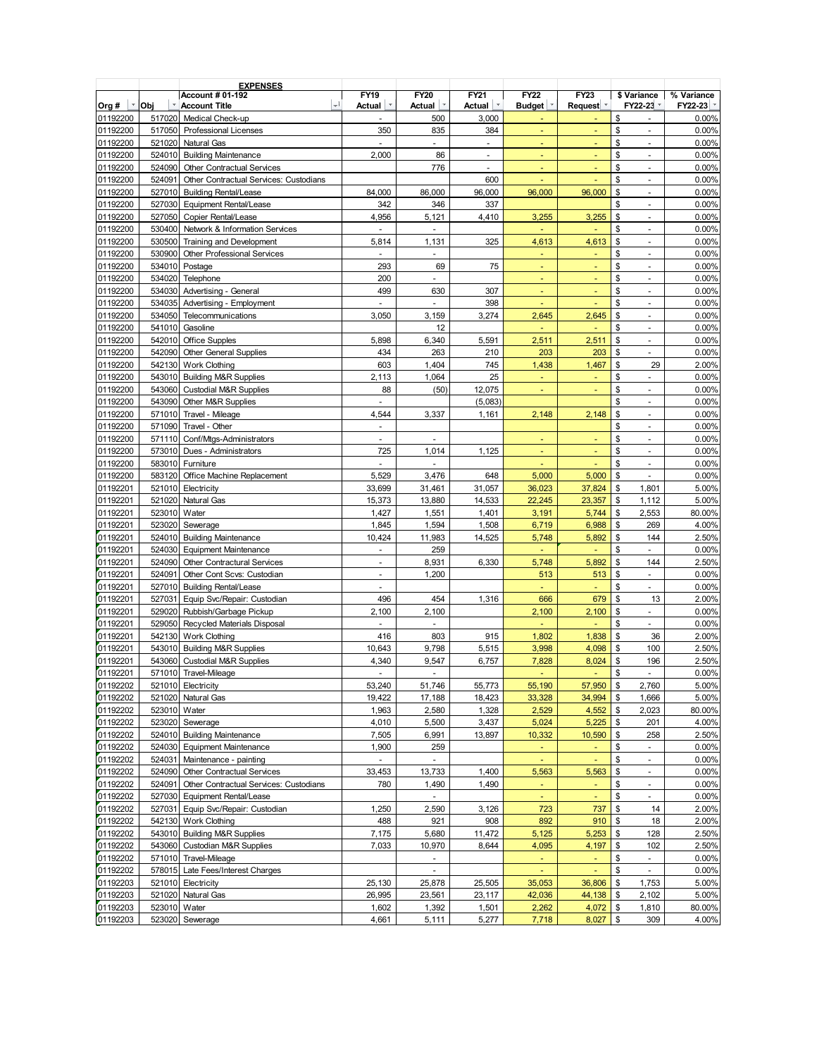**EXPENSES**

| Org # | Obj | Account # 01-192<br>Account Title | FY19<br>Actual | FY20<br>Actual | FY21<br>Actual | FY22<br>Budget | FY23<br>Request | $ Variance<br>FY22-23 | % Variance<br>FY22-23 |
|---|---|---|---|---|---|---|---|---|---|
| 01192200 | 517020 | Medical Check-up | - | 500 | 3,000 | - | - | $ - | 0.00% |
| 01192200 | 517050 | Professional Licenses | 350 | 835 | 384 | - | - | $ - | 0.00% |
| 01192200 | 521020 | Natural Gas | - | - | - | - | - | $ - | 0.00% |
| 01192200 | 524010 | Building Maintenance | 2,000 | 86 | - | - | - | $ - | 0.00% |
| 01192200 | 524090 | Other Contractual Services | | 776 | - | - | - | $ - | 0.00% |
| 01192200 | 524091 | Other Contractual Services: Custodians | | | 600 | - | - | $ - | 0.00% |
| 01192200 | 527010 | Building Rental/Lease | 84,000 | 86,000 | 96,000 | 96,000 | 96,000 | $ - | 0.00% |
| 01192200 | 527030 | Equipment Rental/Lease | 342 | 346 | 337 | | | $ - | 0.00% |
| 01192200 | 527050 | Copier Rental/Lease | 4,956 | 5,121 | 4,410 | 3,255 | 3,255 | $ - | 0.00% |
| 01192200 | 530400 | Network & Information Services | - | - | | - | - | $ - | 0.00% |
| 01192200 | 530500 | Training and Development | 5,814 | 1,131 | 325 | 4,613 | 4,613 | $ - | 0.00% |
| 01192200 | 530900 | Other Professional Services | - | - | | - | - | $ - | 0.00% |
| 01192200 | 534010 | Postage | 293 | 69 | 75 | - | - | $ - | 0.00% |
| 01192200 | 534020 | Telephone | 200 | - | | - | - | $ - | 0.00% |
| 01192200 | 534030 | Advertising - General | 499 | 630 | 307 | - | - | $ - | 0.00% |
| 01192200 | 534035 | Advertising - Employment | - | - | 398 | - | - | $ - | 0.00% |
| 01192200 | 534050 | Telecommunications | 3,050 | 3,159 | 3,274 | 2,645 | 2,645 | $ - | 0.00% |
| 01192200 | 541010 | Gasoline | | 12 | | - | - | $ - | 0.00% |
| 01192200 | 542010 | Office Supples | 5,898 | 6,340 | 5,591 | 2,511 | 2,511 | $ - | 0.00% |
| 01192200 | 542090 | Other General Supplies | 434 | 263 | 210 | 203 | 203 | $ - | 0.00% |
| 01192200 | 542130 | Work Clothing | 603 | 1,404 | 745 | 1,438 | 1,467 | $ 29 | 2.00% |
| 01192200 | 543010 | Building M&R Supplies | 2,113 | 1,064 | 25 | - | - | $ - | 0.00% |
| 01192200 | 543060 | Custodial M&R Supplies | 88 | (50) | 12,075 | - | - | $ - | 0.00% |
| 01192200 | 543090 | Other M&R Supplies | - | | (5,083) | | | $ - | 0.00% |
| 01192200 | 571010 | Travel - Mileage | 4,544 | 3,337 | 1,161 | 2,148 | 2,148 | $ - | 0.00% |
| 01192200 | 571090 | Travel - Other | - | | | | | $ - | 0.00% |
| 01192200 | 571110 | Conf/Mtgs-Administrators | - | - | | - | - | $ - | 0.00% |
| 01192200 | 573010 | Dues - Administrators | 725 | 1,014 | 1,125 | - | - | $ - | 0.00% |
| 01192200 | 583010 | Furniture | - | - | | - | - | $ - | 0.00% |
| 01192200 | 583120 | Office Machine Replacement | 5,529 | 3,476 | 648 | 5,000 | 5,000 | $ - | 0.00% |
| 01192201 | 521010 | Electricity | 33,699 | 31,461 | 31,057 | 36,023 | 37,824 | $ 1,801 | 5.00% |
| 01192201 | 521020 | Natural Gas | 15,373 | 13,880 | 14,533 | 22,245 | 23,357 | $ 1,112 | 5.00% |
| 01192201 | 523010 | Water | 1,427 | 1,551 | 1,401 | 3,191 | 5,744 | $ 2,553 | 80.00% |
| 01192201 | 523020 | Sewerage | 1,845 | 1,594 | 1,508 | 6,719 | 6,988 | $ 269 | 4.00% |
| 01192201 | 524010 | Building Maintenance | 10,424 | 11,983 | 14,525 | 5,748 | 5,892 | $ 144 | 2.50% |
| 01192201 | 524030 | Equipment Maintenance | - | 259 | | - | - | $ - | 0.00% |
| 01192201 | 524090 | Other Contractual Services | - | 8,931 | 6,330 | 5,748 | 5,892 | $ 144 | 2.50% |
| 01192201 | 524091 | Other Cont Scvs: Custodian | - | 1,200 | | 513 | 513 | $ - | 0.00% |
| 01192201 | 527010 | Building Rental/Lease | - | | | - | - | $ - | 0.00% |
| 01192201 | 527031 | Equip Svc/Repair: Custodian | 496 | 454 | 1,316 | 666 | 679 | $ 13 | 2.00% |
| 01192201 | 529020 | Rubbish/Garbage Pickup | 2,100 | 2,100 | | 2,100 | 2,100 | $ - | 0.00% |
| 01192201 | 529050 | Recycled Materials Disposal | - | - | | - | - | $ - | 0.00% |
| 01192201 | 542130 | Work Clothing | 416 | 803 | 915 | 1,802 | 1,838 | $ 36 | 2.00% |
| 01192201 | 543010 | Building M&R Supplies | 10,643 | 9,798 | 5,515 | 3,998 | 4,098 | $ 100 | 2.50% |
| 01192201 | 543060 | Custodial M&R Supplies | 4,340 | 9,547 | 6,757 | 7,828 | 8,024 | $ 196 | 2.50% |
| 01192201 | 571010 | Travel-Mileage | - | - | | - | - | $ - | 0.00% |
| 01192202 | 521010 | Electricity | 53,240 | 51,746 | 55,773 | 55,190 | 57,950 | $ 2,760 | 5.00% |
| 01192202 | 521020 | Natural Gas | 19,422 | 17,188 | 18,423 | 33,328 | 34,994 | $ 1,666 | 5.00% |
| 01192202 | 523010 | Water | 1,963 | 2,580 | 1,328 | 2,529 | 4,552 | $ 2,023 | 80.00% |
| 01192202 | 523020 | Sewerage | 4,010 | 5,500 | 3,437 | 5,024 | 5,225 | $ 201 | 4.00% |
| 01192202 | 524010 | Building Maintenance | 7,505 | 6,991 | 13,897 | 10,332 | 10,590 | $ 258 | 2.50% |
| 01192202 | 524030 | Equipment Maintenance | 1,900 | 259 | | - | - | $ - | 0.00% |
| 01192202 | 524031 | Maintenance - painting | - | - | | - | - | $ - | 0.00% |
| 01192202 | 524090 | Other Contractual Services | 33,453 | 13,733 | 1,400 | 5,563 | 5,563 | $ - | 0.00% |
| 01192202 | 524091 | Other Contractual Services: Custodians | 780 | 1,490 | 1,490 | - | - | $ - | 0.00% |
| 01192202 | 527030 | Equipment Rental/Lease | | - | | - | - | $ - | 0.00% |
| 01192202 | 527031 | Equip Svc/Repair: Custodian | 1,250 | 2,590 | 3,126 | 723 | 737 | $ 14 | 2.00% |
| 01192202 | 542130 | Work Clothing | 488 | 921 | 908 | 892 | 910 | $ 18 | 2.00% |
| 01192202 | 543010 | Building M&R Supplies | 7,175 | 5,680 | 11,472 | 5,125 | 5,253 | $ 128 | 2.50% |
| 01192202 | 543060 | Custodian M&R Supplies | 7,033 | 10,970 | 8,644 | 4,095 | 4,197 | $ 102 | 2.50% |
| 01192202 | 571010 | Travel-Mileage | | - | | - | - | $ - | 0.00% |
| 01192202 | 578015 | Late Fees/Interest Charges | | - | | - | - | $ - | 0.00% |
| 01192203 | 521010 | Electricity | 25,130 | 25,878 | 25,505 | 35,053 | 36,806 | $ 1,753 | 5.00% |
| 01192203 | 521020 | Natural Gas | 26,995 | 23,561 | 23,117 | 42,036 | 44,138 | $ 2,102 | 5.00% |
| 01192203 | 523010 | Water | 1,602 | 1,392 | 1,501 | 2,262 | 4,072 | $ 1,810 | 80.00% |
| 01192203 | 523020 | Sewerage | 4,661 | 5,111 | 5,277 | 7,718 | 8,027 | $ 309 | 4.00% |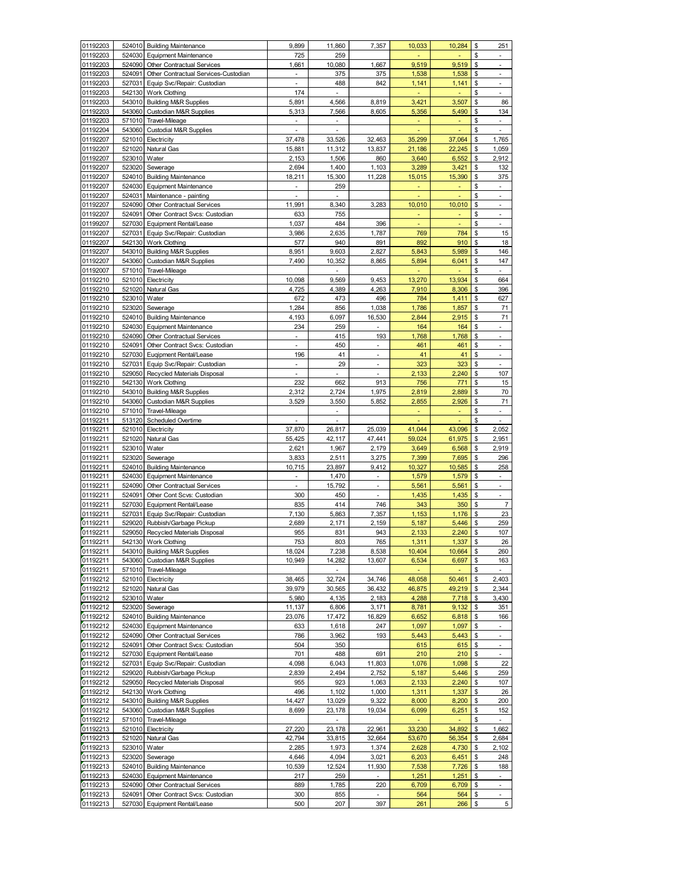| | | | | | | | | |
|---|---|---|---|---|---|---|---|---|
| 01192203 | 524010 | Building Maintenance | 9,899 | 11,860 | 7,357 | 10,033 | 10,284 | $ 251 |
| 01192203 | 524030 | Equipment Maintenance | 725 | 259 | | - | - | $ - |
| 01192203 | 524090 | Other Contractual Services | 1,661 | 10,080 | 1,667 | 9,519 | 9,519 | $ - |
| 01192203 | 524091 | Other Contractual Services-Custodian | - | 375 | 375 | 1,538 | 1,538 | $ - |
| 01192203 | 527031 | Equip Svc/Repair: Custodian | - | 488 | 842 | 1,141 | 1,141 | $ - |
| 01192203 | 542130 | Work Clothing | 174 | - | | - | - | $ - |
| 01192203 | 543010 | Building M&R Supplies | 5,891 | 4,566 | 8,819 | 3,421 | 3,507 | $ 86 |
| 01192203 | 543060 | Custodian M&R Supplies | 5,313 | 7,566 | 8,605 | 5,356 | 5,490 | $ 134 |
| 01192203 | 571010 | Travel-Mileage | - | - | | - | - | $ - |
| 01192204 | 543060 | Custodial M&R Supplies | - | - | | - | - | $ - |
| 01192207 | 521010 | Electricity | 37,478 | 33,526 | 32,463 | 35,299 | 37,064 | $ 1,765 |
| 01192207 | 521020 | Natural Gas | 15,881 | 11,312 | 13,837 | 21,186 | 22,245 | $ 1,059 |
| 01192207 | 523010 | Water | 2,153 | 1,506 | 860 | 3,640 | 6,552 | $ 2,912 |
| 01192207 | 523020 | Sewerage | 2,694 | 1,400 | 1,103 | 3,289 | 3,421 | $ 132 |
| 01192207 | 524010 | Building Maintenance | 18,211 | 15,300 | 11,228 | 15,015 | 15,390 | $ 375 |
| 01192207 | 524030 | Equipment Maintenance | - | 259 | | - | - | $ - |
| 01192207 | 524031 | Maintenance - painting | - | - | | - | - | $ - |
| 01192207 | 524090 | Other Contractual Services | 11,991 | 8,340 | 3,283 | 10,010 | 10,010 | $ - |
| 01192207 | 524091 | Other Contract Svcs: Custodian | 633 | 755 | | - | - | $ - |
| 01199207 | 527030 | Equipment Rental/Lease | 1,037 | 484 | 396 | - | - | $ - |
| 01192207 | 527031 | Equip Svc/Repair: Custodian | 3,986 | 2,635 | 1,787 | 769 | 784 | $ 15 |
| 01192207 | 542130 | Work Clothing | 577 | 940 | 891 | 892 | 910 | $ 18 |
| 01192207 | 543010 | Building M&R Supplies | 8,951 | 9,603 | 2,827 | 5,843 | 5,989 | $ 146 |
| 01192207 | 543060 | Custodian M&R Supplies | 7,490 | 10,352 | 8,865 | 5,894 | 6,041 | $ 147 |
| 01192007 | 571010 | Travel-Mileage | | - | | - | - | $ - |
| 01192210 | 521010 | Electricity | 10,098 | 9,569 | 9,453 | 13,270 | 13,934 | $ 664 |
| 01192210 | 521020 | Natural Gas | 4,725 | 4,389 | 4,263 | 7,910 | 8,306 | $ 396 |
| 01192210 | 523010 | Water | 672 | 473 | 496 | 784 | 1,411 | $ 627 |
| 01192210 | 523020 | Sewerage | 1,284 | 856 | 1,038 | 1,786 | 1,857 | $ 71 |
| 01192210 | 524010 | Building Maintenance | 4,193 | 6,097 | 16,530 | 2,844 | 2,915 | $ 71 |
| 01192210 | 524030 | Equipment Maintenance | 234 | 259 | - | 164 | 164 | $ - |
| 01192210 | 524090 | Other Contractual Services | - | 415 | 193 | 1,768 | 1,768 | $ - |
| 01192210 | 524091 | Other Contract Svcs: Custodian | - | 450 | - | 461 | 461 | $ - |
| 01192210 | 527030 | Euqipment Rental/Lease | 196 | 41 | - | 41 | 41 | $ - |
| 01192210 | 527031 | Equip Svc/Repair: Custodian | - | 29 | - | 323 | 323 | $ - |
| 01192210 | 529050 | Recycled Materials Disposal | - | - | - | 2,133 | 2,240 | $ 107 |
| 01192210 | 542130 | Work Clothing | 232 | 662 | 913 | 756 | 771 | $ 15 |
| 01192210 | 543010 | Building M&R Supplies | 2,312 | 2,724 | 1,975 | 2,819 | 2,889 | $ 70 |
| 01192210 | 543060 | Custodian M&R Supplies | 3,529 | 3,550 | 5,852 | 2,855 | 2,926 | $ 71 |
| 01192210 | 571010 | Travel-Mileage | | - | | - | - | $ - |
| 01192211 | 513120 | Scheduled Overtime | - | - | | - | - | $ - |
| 01192211 | 521010 | Electricity | 37,870 | 26,817 | 25,039 | 41,044 | 43,096 | $ 2,052 |
| 01192211 | 521020 | Natural Gas | 55,425 | 42,117 | 47,441 | 59,024 | 61,975 | $ 2,951 |
| 01192211 | 523010 | Water | 2,621 | 1,967 | 2,179 | 3,649 | 6,568 | $ 2,919 |
| 01192211 | 523020 | Sewerage | 3,833 | 2,511 | 3,275 | 7,399 | 7,695 | $ 296 |
| 01192211 | 524010 | Building Maintenance | 10,715 | 23,897 | 9,412 | 10,327 | 10,585 | $ 258 |
| 01192211 | 524030 | Equipment Maintenance | - | 1,470 | - | 1,579 | 1,579 | $ - |
| 01192211 | 524090 | Other Contractual Services | - | 15,792 | - | 5,561 | 5,561 | $ - |
| 01192211 | 524091 | Other Cont Scvs: Custodian | 300 | 450 | - | 1,435 | 1,435 | $ - |
| 01192211 | 527030 | Equipment Rental/Lease | 835 | 414 | 746 | 343 | 350 | $ 7 |
| 01192211 | 527031 | Equip Svc/Repair: Custodian | 7,130 | 5,863 | 7,357 | 1,153 | 1,176 | $ 23 |
| 01192211 | 529020 | Rubbish/Garbage Pickup | 2,689 | 2,171 | 2,159 | 5,187 | 5,446 | $ 259 |
| 01192211 | 529050 | Recycled Materials Disposal | 955 | 831 | 943 | 2,133 | 2,240 | $ 107 |
| 01192211 | 542130 | Work Clothing | 753 | 803 | 765 | 1,311 | 1,337 | $ 26 |
| 01192211 | 543010 | Building M&R Supplies | 18,024 | 7,238 | 8,538 | 10,404 | 10,664 | $ 260 |
| 01192211 | 543060 | Custodian M&R Supplies | 10,949 | 14,282 | 13,607 | 6,534 | 6,697 | $ 163 |
| 01192211 | 571010 | Travel-Mileage | | - | | - | - | $ - |
| 01192212 | 521010 | Electricity | 38,465 | 32,724 | 34,746 | 48,058 | 50,461 | $ 2,403 |
| 01192212 | 521020 | Natural Gas | 39,979 | 30,565 | 36,432 | 46,875 | 49,219 | $ 2,344 |
| 01192212 | 523010 | Water | 5,980 | 4,135 | 2,183 | 4,288 | 7,718 | $ 3,430 |
| 01192212 | 523020 | Sewerage | 11,137 | 6,806 | 3,171 | 8,781 | 9,132 | $ 351 |
| 01192212 | 524010 | Building Maintenance | 23,076 | 17,472 | 16,829 | 6,652 | 6,818 | $ 166 |
| 01192212 | 524030 | Equipment Maintenance | 633 | 1,618 | 247 | 1,097 | 1,097 | $ - |
| 01192212 | 524090 | Other Contractual Services | 786 | 3,962 | 193 | 5,443 | 5,443 | $ - |
| 01192212 | 524091 | Other Contract Svcs: Custodian | 504 | 350 | | 615 | 615 | $ - |
| 01192212 | 527030 | Equipment Rental/Lease | 701 | 488 | 691 | 210 | 210 | $ - |
| 01192212 | 527031 | Equip Svc/Repair: Custodian | 4,098 | 6,043 | 11,803 | 1,076 | 1,098 | $ 22 |
| 01192212 | 529020 | Rubbish/Garbage Pickup | 2,839 | 2,494 | 2,752 | 5,187 | 5,446 | $ 259 |
| 01192212 | 529050 | Recycled Materials Disposal | 955 | 923 | 1,063 | 2,133 | 2,240 | $ 107 |
| 01192212 | 542130 | Work Clothing | 496 | 1,102 | 1,000 | 1,311 | 1,337 | $ 26 |
| 01192212 | 543010 | Building M&R Supplies | 14,427 | 13,029 | 9,322 | 8,000 | 8,200 | $ 200 |
| 01192212 | 543060 | Custodian M&R Supplies | 8,699 | 23,178 | 19,034 | 6,099 | 6,251 | $ 152 |
| 01192212 | 571010 | Travel-Mileage | | - | | - | - | $ - |
| 01192213 | 521010 | Electricity | 27,220 | 23,178 | 22,961 | 33,230 | 34,892 | $ 1,662 |
| 01192213 | 521020 | Natural Gas | 42,794 | 33,815 | 32,664 | 53,670 | 56,354 | $ 2,684 |
| 01192213 | 523010 | Water | 2,285 | 1,973 | 1,374 | 2,628 | 4,730 | $ 2,102 |
| 01192213 | 523020 | Sewerage | 4,646 | 4,094 | 3,021 | 6,203 | 6,451 | $ 248 |
| 01192213 | 524010 | Building Maintenance | 10,539 | 12,524 | 11,930 | 7,538 | 7,726 | $ 188 |
| 01192213 | 524030 | Equipment Maintenance | 217 | 259 | - | 1,251 | 1,251 | $ - |
| 01192213 | 524090 | Other Contractual Services | 889 | 1,785 | 220 | 6,709 | 6,709 | $ - |
| 01192213 | 524091 | Other Contract Svcs: Custodian | 300 | 855 | - | 564 | 564 | $ - |
| 01192213 | 527030 | Equipment Rental/Lease | 500 | 207 | 397 | 261 | 266 | $ 5 |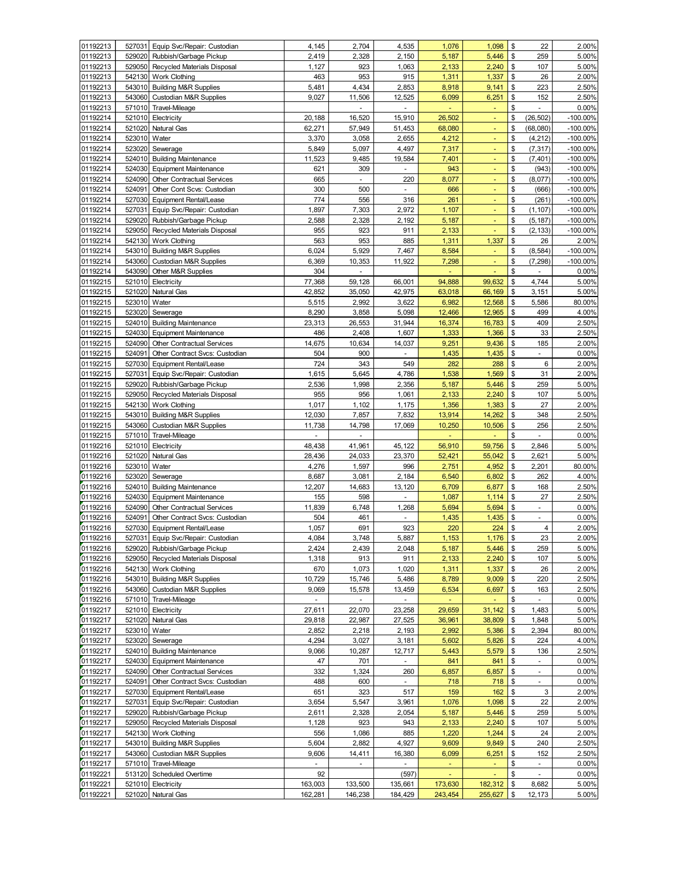| | | | | | | | | | |
|---|---|---|---|---|---|---|---|---|---|
| 01192213 | 527031 | Equip Svc/Repair: Custodian | 4,145 | 2,704 | 4,535 | 1,076 | 1,098 | $ | 22 | 2.00% |
| 01192213 | 529020 | Rubbish/Garbage Pickup | 2,419 | 2,328 | 2,150 | 5,187 | 5,446 | $ | 259 | 5.00% |
| 01192213 | 529050 | Recycled Materials Disposal | 1,127 | 923 | 1,063 | 2,133 | 2,240 | $ | 107 | 5.00% |
| 01192213 | 542130 | Work Clothing | 463 | 953 | 915 | 1,311 | 1,337 | $ | 26 | 2.00% |
| 01192213 | 543010 | Building M&R Supplies | 5,481 | 4,434 | 2,853 | 8,918 | 9,141 | $ | 223 | 2.50% |
| 01192213 | 543060 | Custodian M&R Supplies | 9,027 | 11,506 | 12,525 | 6,099 | 6,251 | $ | 152 | 2.50% |
| 01192213 | 571010 | Travel-Mileage | | - | - | - | - | $ | - | 0.00% |
| 01192214 | 521010 | Electricity | 20,188 | 16,520 | 15,910 | 26,502 | - | $ | (26,502) | -100.00% |
| 01192214 | 521020 | Natural Gas | 62,271 | 57,949 | 51,453 | 68,080 | - | $ | (68,080) | -100.00% |
| 01192214 | 523010 | Water | 3,370 | 3,058 | 2,655 | 4,212 | - | $ | (4,212) | -100.00% |
| 01192214 | 523020 | Sewerage | 5,849 | 5,097 | 4,497 | 7,317 | - | $ | (7,317) | -100.00% |
| 01192214 | 524010 | Building Maintenance | 11,523 | 9,485 | 19,584 | 7,401 | - | $ | (7,401) | -100.00% |
| 01192214 | 524030 | Equipment Maintenance | 621 | 309 | - | 943 | - | $ | (943) | -100.00% |
| 01192214 | 524090 | Other Contractual Services | 665 | - | 220 | 8,077 | - | $ | (8,077) | -100.00% |
| 01192214 | 524091 | Other Cont Scvs: Custodian | 300 | 500 | - | 666 | - | $ | (666) | -100.00% |
| 01192214 | 527030 | Equipment Rental/Lease | 774 | 556 | 316 | 261 | - | $ | (261) | -100.00% |
| 01192214 | 527031 | Equip Svc/Repair: Custodian | 1,897 | 7,303 | 2,972 | 1,107 | - | $ | (1,107) | -100.00% |
| 01192214 | 529020 | Rubbish/Garbage Pickup | 2,588 | 2,328 | 2,192 | 5,187 | - | $ | (5,187) | -100.00% |
| 01192214 | 529050 | Recycled Materials Disposal | 955 | 923 | 911 | 2,133 | - | $ | (2,133) | -100.00% |
| 01192214 | 542130 | Work Clothing | 563 | 953 | 885 | 1,311 | 1,337 | $ | 26 | 2.00% |
| 01192214 | 543010 | Building M&R Supplies | 6,024 | 5,929 | 7,467 | 8,584 | - | $ | (8,584) | -100.00% |
| 01192214 | 543060 | Custodian M&R Supplies | 6,369 | 10,353 | 11,922 | 7,298 | - | $ | (7,298) | -100.00% |
| 01192214 | 543090 | Other M&R Supplies | 304 | - | | - | - | $ | - | 0.00% |
| 01192215 | 521010 | Electricity | 77,368 | 59,128 | 66,001 | 94,888 | 99,632 | $ | 4,744 | 5.00% |
| 01192215 | 521020 | Natural Gas | 42,852 | 35,050 | 42,975 | 63,018 | 66,169 | $ | 3,151 | 5.00% |
| 01192215 | 523010 | Water | 5,515 | 2,992 | 3,622 | 6,982 | 12,568 | $ | 5,586 | 80.00% |
| 01192215 | 523020 | Sewerage | 8,290 | 3,858 | 5,098 | 12,466 | 12,965 | $ | 499 | 4.00% |
| 01192215 | 524010 | Building Maintenance | 23,313 | 26,553 | 31,944 | 16,374 | 16,783 | $ | 409 | 2.50% |
| 01192215 | 524030 | Equipment Maintenance | 486 | 2,408 | 1,607 | 1,333 | 1,366 | $ | 33 | 2.50% |
| 01192215 | 524090 | Other Contractual Services | 14,675 | 10,634 | 14,037 | 9,251 | 9,436 | $ | 185 | 2.00% |
| 01192215 | 524091 | Other Contract Svcs: Custodian | 504 | 900 | - | 1,435 | 1,435 | $ | - | 0.00% |
| 01192215 | 527030 | Equipment Rental/Lease | 724 | 343 | 549 | 282 | 288 | $ | 6 | 2.00% |
| 01192215 | 527031 | Equip Svc/Repair: Custodian | 1,615 | 5,645 | 4,786 | 1,538 | 1,569 | $ | 31 | 2.00% |
| 01192215 | 529020 | Rubbish/Garbage Pickup | 2,536 | 1,998 | 2,356 | 5,187 | 5,446 | $ | 259 | 5.00% |
| 01192215 | 529050 | Recycled Materials Disposal | 955 | 956 | 1,061 | 2,133 | 2,240 | $ | 107 | 5.00% |
| 01192215 | 542130 | Work Clothing | 1,017 | 1,102 | 1,175 | 1,356 | 1,383 | $ | 27 | 2.00% |
| 01192215 | 543010 | Building M&R Supplies | 12,030 | 7,857 | 7,832 | 13,914 | 14,262 | $ | 348 | 2.50% |
| 01192215 | 543060 | Custodian M&R Supplies | 11,738 | 14,798 | 17,069 | 10,250 | 10,506 | $ | 256 | 2.50% |
| 01192215 | 571010 | Travel-Mileage | - | - | | - | - | $ | - | 0.00% |
| 01192216 | 521010 | Electricity | 48,438 | 41,961 | 45,122 | 56,910 | 59,756 | $ | 2,846 | 5.00% |
| 01192216 | 521020 | Natural Gas | 28,436 | 24,033 | 23,370 | 52,421 | 55,042 | $ | 2,621 | 5.00% |
| 01192216 | 523010 | Water | 4,276 | 1,597 | 996 | 2,751 | 4,952 | $ | 2,201 | 80.00% |
| 01192216 | 523020 | Sewerage | 8,687 | 3,081 | 2,184 | 6,540 | 6,802 | $ | 262 | 4.00% |
| 01192216 | 524010 | Building Maintenance | 12,207 | 14,683 | 13,120 | 6,709 | 6,877 | $ | 168 | 2.50% |
| 01192216 | 524030 | Equipment Maintenance | 155 | 598 | - | 1,087 | 1,114 | $ | 27 | 2.50% |
| 01192216 | 524090 | Other Contractual Services | 11,839 | 6,748 | 1,268 | 5,694 | 5,694 | $ | - | 0.00% |
| 01192216 | 524091 | Other Contract Svcs: Custodian | 504 | 461 | - | 1,435 | 1,435 | $ | - | 0.00% |
| 01192216 | 527030 | Equipment Rental/Lease | 1,057 | 691 | 923 | 220 | 224 | $ | 4 | 2.00% |
| 01192216 | 527031 | Equip Svc/Repair: Custodian | 4,084 | 3,748 | 5,887 | 1,153 | 1,176 | $ | 23 | 2.00% |
| 01192216 | 529020 | Rubbish/Garbage Pickup | 2,424 | 2,439 | 2,048 | 5,187 | 5,446 | $ | 259 | 5.00% |
| 01192216 | 529050 | Recycled Materials Disposal | 1,318 | 913 | 911 | 2,133 | 2,240 | $ | 107 | 5.00% |
| 01192216 | 542130 | Work Clothing | 670 | 1,073 | 1,020 | 1,311 | 1,337 | $ | 26 | 2.00% |
| 01192216 | 543010 | Building M&R Supplies | 10,729 | 15,746 | 5,486 | 8,789 | 9,009 | $ | 220 | 2.50% |
| 01192216 | 543060 | Custodian M&R Supplies | 9,069 | 15,578 | 13,459 | 6,534 | 6,697 | $ | 163 | 2.50% |
| 01192216 | 571010 | Travel-Mileage | - | - | - | - | - | $ | - | 0.00% |
| 01192217 | 521010 | Electricity | 27,611 | 22,070 | 23,258 | 29,659 | 31,142 | $ | 1,483 | 5.00% |
| 01192217 | 521020 | Natural Gas | 29,818 | 22,987 | 27,525 | 36,961 | 38,809 | $ | 1,848 | 5.00% |
| 01192217 | 523010 | Water | 2,852 | 2,218 | 2,193 | 2,992 | 5,386 | $ | 2,394 | 80.00% |
| 01192217 | 523020 | Sewerage | 4,294 | 3,027 | 3,181 | 5,602 | 5,826 | $ | 224 | 4.00% |
| 01192217 | 524010 | Building Maintenance | 9,066 | 10,287 | 12,717 | 5,443 | 5,579 | $ | 136 | 2.50% |
| 01192217 | 524030 | Equipment Maintenance | 47 | 701 | - | 841 | 841 | $ | - | 0.00% |
| 01192217 | 524090 | Other Contractual Services | 332 | 1,324 | 260 | 6,857 | 6,857 | $ | - | 0.00% |
| 01192217 | 524091 | Other Contract Svcs: Custodian | 488 | 600 | - | 718 | 718 | $ | - | 0.00% |
| 01192217 | 527030 | Equipment Rental/Lease | 651 | 323 | 517 | 159 | 162 | $ | 3 | 2.00% |
| 01192217 | 527031 | Equip Svc/Repair: Custodian | 3,654 | 5,547 | 3,961 | 1,076 | 1,098 | $ | 22 | 2.00% |
| 01192217 | 529020 | Rubbish/Garbage Pickup | 2,611 | 2,328 | 2,054 | 5,187 | 5,446 | $ | 259 | 5.00% |
| 01192217 | 529050 | Recycled Materials Disposal | 1,128 | 923 | 943 | 2,133 | 2,240 | $ | 107 | 5.00% |
| 01192217 | 542130 | Work Clothing | 556 | 1,086 | 885 | 1,220 | 1,244 | $ | 24 | 2.00% |
| 01192217 | 543010 | Building M&R Supplies | 5,604 | 2,882 | 4,927 | 9,609 | 9,849 | $ | 240 | 2.50% |
| 01192217 | 543060 | Custodian M&R Supplies | 9,606 | 14,411 | 16,380 | 6,099 | 6,251 | $ | 152 | 2.50% |
| 01192217 | 571010 | Travel-Mileage | - | - | - | - | - | $ | - | 0.00% |
| 01192221 | 513120 | Scheduled Overtime | 92 | | (597) | - | - | $ | - | 0.00% |
| 01192221 | 521010 | Electricity | 163,003 | 133,500 | 135,661 | 173,630 | 182,312 | $ | 8,682 | 5.00% |
| 01192221 | 521020 | Natural Gas | 162,281 | 146,238 | 184,429 | 243,454 | 255,627 | $ | 12,173 | 5.00% |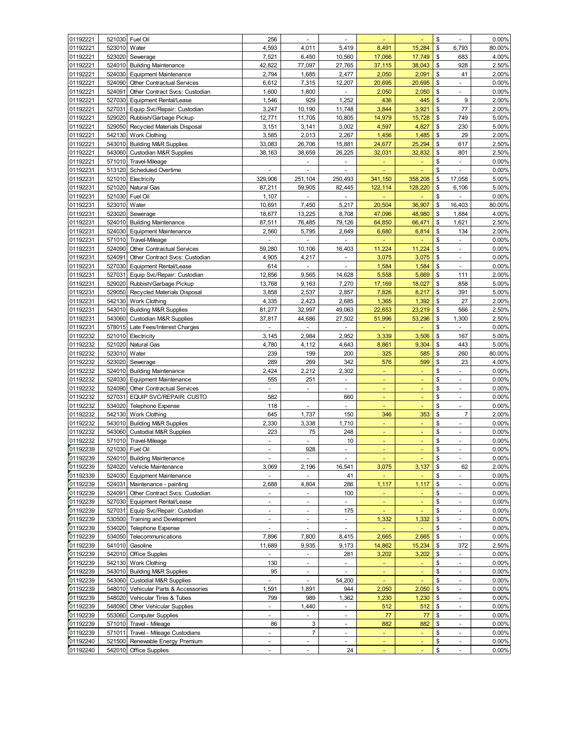| | | | | | | | | | |
|---|---|---|---|---|---|---|---|---|---|
| 01192221 | 521030 | Fuel Oil | 256 | - | - | - | - | $ - | 0.00% |
| 01192221 | 523010 | Water | 4,593 | 4,011 | 5,419 | 8,491 | 15,284 | $ 6,793 | 80.00% |
| 01192221 | 523020 | Sewerage | 7,521 | 6,450 | 10,560 | 17,066 | 17,749 | $ 683 | 4.00% |
| 01192221 | 524010 | Building Maintenance | 42,822 | 77,097 | 27,765 | 37,115 | 38,043 | $ 928 | 2.50% |
| 01192221 | 524030 | Equipment Maintenance | 2,794 | 1,685 | 2,477 | 2,050 | 2,091 | $ 41 | 2.00% |
| 01192221 | 524090 | Other Contractual Services | 6,612 | 7,315 | 12,207 | 20,695 | 20,695 | $ - | 0.00% |
| 01192221 | 524091 | Other Contract Svcs: Custodian | 1,600 | 1,800 | - | 2,050 | 2,050 | $ - | 0.00% |
| 01192221 | 527030 | Equipment Rental/Lease | 1,546 | 929 | 1,252 | 436 | 445 | $ 9 | 2.00% |
| 01192221 | 527031 | Equip Svc/Repair: Custodian | 3,247 | 10,190 | 11,748 | 3,844 | 3,921 | $ 77 | 2.00% |
| 01192221 | 529020 | Rubbish/Garbage Pickup | 12,771 | 11,705 | 10,805 | 14,979 | 15,728 | $ 749 | 5.00% |
| 01192221 | 529050 | Recycled Materials Disposal | 3,151 | 3,141 | 3,002 | 4,597 | 4,827 | $ 230 | 5.00% |
| 01192221 | 542130 | Work Clothing | 3,585 | 2,013 | 2,267 | 1,456 | 1,485 | $ 29 | 2.00% |
| 01192221 | 543010 | Building M&R Supplies | 33,083 | 26,706 | 15,881 | 24,677 | 25,294 | $ 617 | 2.50% |
| 01192221 | 543060 | Custodian M&R Supplies | 38,163 | 38,659 | 26,225 | 32,031 | 32,832 | $ 801 | 2.50% |
| 01192221 | 571010 | Travel-Mileage | | - | - | - | - | $ - | 0.00% |
| 01192231 | 513120 | Scheduled Overtime | - | - | - | - | - | $ - | 0.00% |
| 01192231 | 521010 | Electricity | 329,906 | 251,104 | 250,493 | 341,150 | 358,208 | $ 17,058 | 5.00% |
| 01192231 | 521020 | Natural Gas | 87,211 | 59,905 | 82,445 | 122,114 | 128,220 | $ 6,106 | 5.00% |
| 01192231 | 521030 | Fuel Oil | 1,107 | - | - | - | - | $ - | 0.00% |
| 01192231 | 523010 | Water | 10,691 | 7,450 | 5,217 | 20,504 | 36,907 | $ 16,403 | 80.00% |
| 01192231 | 523020 | Sewerage | 18,677 | 13,225 | 8,708 | 47,096 | 48,980 | $ 1,884 | 4.00% |
| 01192231 | 524010 | Building Maintenance | 87,511 | 76,485 | 79,126 | 64,850 | 66,471 | $ 1,621 | 2.50% |
| 01192231 | 524030 | Equipment Maintenance | 2,560 | 5,795 | 2,649 | 6,680 | 6,814 | $ 134 | 2.00% |
| 01192231 | 571010 | Travel-Mileage | - | - | - | - | - | $ - | 0.00% |
| 01192231 | 524090 | Other Contractual Services | 59,280 | 10,106 | 16,403 | 11,224 | 11,224 | $ - | 0.00% |
| 01192231 | 524091 | Other Contract Svcs: Custodian | 4,905 | 4,217 | - | 3,075 | 3,075 | $ - | 0.00% |
| 01192231 | 527030 | Equipment Rental/Lease | 614 | - | - | 1,584 | 1,584 | $ - | 0.00% |
| 01192231 | 527031 | Equip Svc/Repair: Custodian | 12,856 | 9,565 | 14,628 | 5,558 | 5,669 | $ 111 | 2.00% |
| 01192231 | 529020 | Rubbish/Garbage Pickup | 13,768 | 9,163 | 7,270 | 17,169 | 18,027 | $ 858 | 5.00% |
| 01192231 | 529050 | Recycled Materials Disposal | 3,858 | 2,537 | 2,857 | 7,826 | 8,217 | $ 391 | 5.00% |
| 01192231 | 542130 | Work Clothing | 4,335 | 2,423 | 2,685 | 1,365 | 1,392 | $ 27 | 2.00% |
| 01192231 | 543010 | Building M&R Supplies | 81,277 | 32,997 | 49,063 | 22,653 | 23,219 | $ 566 | 2.50% |
| 01192231 | 543060 | Custodian M&R Supplies | 37,817 | 44,686 | 27,502 | 51,996 | 53,296 | $ 1,300 | 2.50% |
| 01192231 | 578015 | Late Fees/Interest Charges | - | - | - | - | - | $ - | 0.00% |
| 01192232 | 521010 | Electricity | 3,145 | 2,984 | 2,952 | 3,339 | 3,506 | $ 167 | 5.00% |
| 01192232 | 521020 | Natural Gas | 4,780 | 4,112 | 4,643 | 8,861 | 9,304 | $ 443 | 5.00% |
| 01192232 | 523010 | Water | 239 | 199 | 200 | 325 | 585 | $ 260 | 80.00% |
| 01192232 | 523020 | Sewerage | 289 | 269 | 342 | 576 | 599 | $ 23 | 4.00% |
| 01192232 | 524010 | Building Maintenance | 2,424 | 2,212 | 2,302 | - | - | $ - | 0.00% |
| 01192232 | 524030 | Equipment Maintenance | 555 | 251 | - | - | - | $ - | 0.00% |
| 01192232 | 524090 | Other Contractual Services | - | - | - | - | - | $ - | 0.00% |
| 01192232 | 527031 | EQUIP SVC/REPAIR: CUSTO | 582 | | 660 | - | - | $ - | 0.00% |
| 01192232 | 534020 | Telephone Expense | 118 | - | - | - | - | $ - | 0.00% |
| 01192232 | 542130 | Work Clothing | 645 | 1,737 | 150 | 346 | 353 | $ 7 | 2.00% |
| 01192232 | 543010 | Building M&R Supplies | 2,330 | 3,338 | 1,710 | - | - | $ - | 0.00% |
| 01192232 | 543060 | Custodial M&R Supplies | 223 | 75 | 248 | - | - | $ - | 0.00% |
| 01192232 | 571010 | Travel-Mileage | - | - | 10 | - | - | $ - | 0.00% |
| 01192239 | 521030 | Fuel Oil | - | 928 | - | - | - | $ - | 0.00% |
| 01192239 | 524010 | Building Maintenance | - | - | - | - | - | $ - | 0.00% |
| 01192239 | 524020 | Vehicle Maintenance | 3,069 | 2,196 | 16,541 | 3,075 | 3,137 | $ 62 | 2.00% |
| 01192339 | 524030 | Equipment Maintenance | - | - | 41 | - | - | $ - | 0.00% |
| 01192239 | 524031 | Maintenance - painting | 2,688 | 4,804 | 286 | 1,117 | 1,117 | $ - | 0.00% |
| 01192239 | 524091 | Other Contract Svcs: Custodian | - | - | 100 | - | - | $ - | 0.00% |
| 01192239 | 527030 | Equipment Rental/Lease | - | - | - | - | - | $ - | 0.00% |
| 01192239 | 527031 | Equip Svc/Repair: Custodian | - | - | 175 | - | - | $ - | 0.00% |
| 01192239 | 530500 | Training and Development | - | - | - | 1,332 | 1,332 | $ - | 0.00% |
| 01192239 | 534020 | Telephone Expense | - | - | - | - | - | $ - | 0.00% |
| 01192239 | 534050 | Telecommunications | 7,896 | 7,800 | 8,415 | 2,665 | 2,665 | $ - | 0.00% |
| 01192239 | 541010 | Gasoline | 11,689 | 9,935 | 9,173 | 14,862 | 15,234 | $ 372 | 2.50% |
| 01192239 | 542010 | Office Supplies | - | - | 281 | 3,202 | 3,202 | $ - | 0.00% |
| 01192239 | 542130 | Work Clothing | 130 | - | - | - | - | $ - | 0.00% |
| 01192239 | 543010 | Building M&R Supplies | 95 | - | - | - | - | $ - | 0.00% |
| 01192239 | 543060 | Custodial M&R Supplies | - | - | 54,200 | - | - | $ - | 0.00% |
| 01192239 | 548010 | Vehicular Parts & Accessories | 1,591 | 1,891 | 944 | 2,050 | 2,050 | $ - | 0.00% |
| 01192239 | 548020 | Vehicular Tires & Tubes | 799 | 989 | 1,362 | 1,230 | 1,230 | $ - | 0.00% |
| 01192239 | 548090 | Other Vehicular Supplies | - | 1,440 | - | 512 | 512 | $ - | 0.00% |
| 01192239 | 553060 | Computer Supplies | - | - | - | 77 | 77 | $ - | 0.00% |
| 01192239 | 571010 | Travel - Mileage | 86 | 3 | - | 882 | 882 | $ - | 0.00% |
| 01192239 | 571011 | Travel - Mileage Custodians | - | 7 | - | - | - | $ - | 0.00% |
| 01192240 | 521500 | Renewable Energy Premium | - | - | - | - | - | $ - | 0.00% |
| 01192240 | 542010 | Office Supplies | - | - | 24 | - | - | $ - | 0.00% |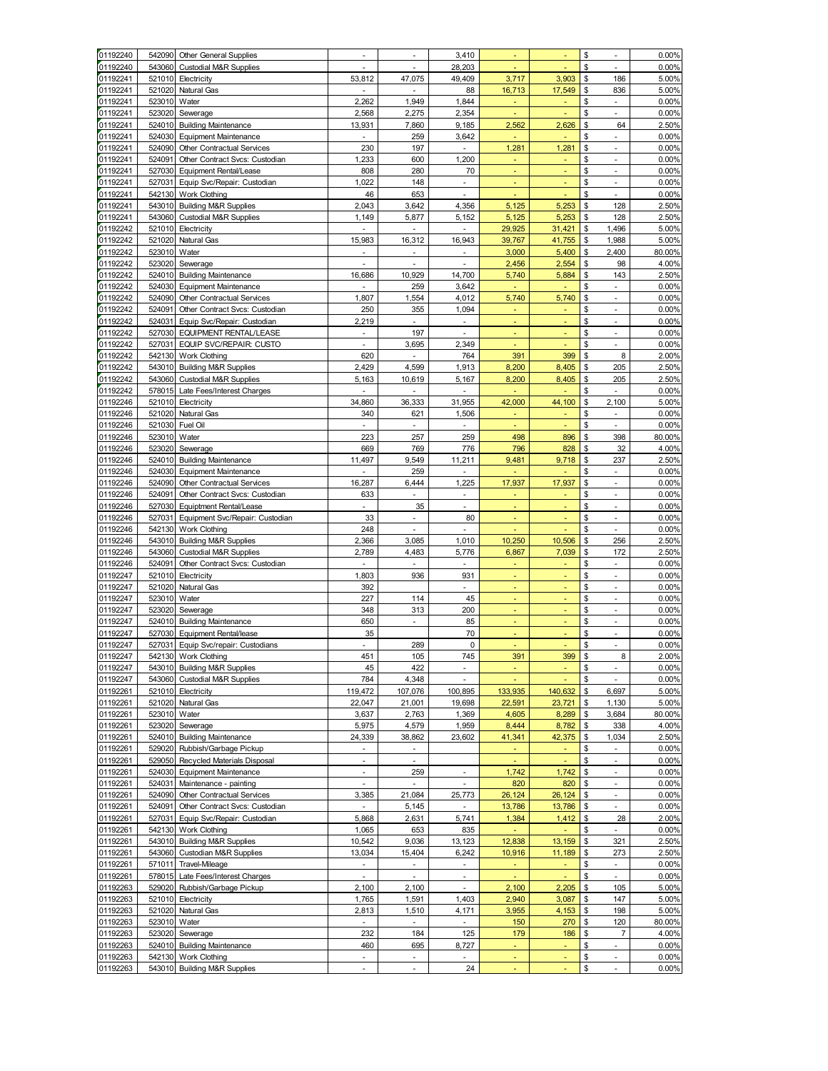| | | | | | | | | | |
|---|---|---|---|---|---|---|---|---|---|
| 01192240 | 542090 | Other General Supplies | - | - | 3,410 | - | - | $ - | 0.00% |
| 01192240 | 543060 | Custodial M&R Supplies | - | - | 28,203 | - | - | $ - | 0.00% |
| 01192241 | 521010 | Electricity | 53,812 | 47,075 | 49,409 | 3,717 | 3,903 | $ 186 | 5.00% |
| 01192241 | 521020 | Natural Gas | - | - | 88 | 16,713 | 17,549 | $ 836 | 5.00% |
| 01192241 | 523010 | Water | 2,262 | 1,949 | 1,844 | - | - | $ - | 0.00% |
| 01192241 | 523020 | Sewerage | 2,568 | 2,275 | 2,354 | - | - | $ - | 0.00% |
| 01192241 | 524010 | Building Maintenance | 13,931 | 7,860 | 9,185 | 2,562 | 2,626 | $ 64 | 2.50% |
| 01192241 | 524030 | Equipment Maintenance | - | 259 | 3,642 | - | - | $ - | 0.00% |
| 01192241 | 524090 | Other Contractual Services | 230 | 197 | - | 1,281 | 1,281 | $ - | 0.00% |
| 01192241 | 524091 | Other Contract Svcs: Custodian | 1,233 | 600 | 1,200 | - | - | $ - | 0.00% |
| 01192241 | 527030 | Equipment Rental/Lease | 808 | 280 | 70 | - | - | $ - | 0.00% |
| 01192241 | 527031 | Equip Svc/Repair: Custodian | 1,022 | 148 | - | - | - | $ - | 0.00% |
| 01192241 | 542130 | Work Clothing | 46 | 653 | - | - | - | $ - | 0.00% |
| 01192241 | 543010 | Building M&R Supplies | 2,043 | 3,642 | 4,356 | 5,125 | 5,253 | $ 128 | 2.50% |
| 01192241 | 543060 | Custodial M&R Supplies | 1,149 | 5,877 | 5,152 | 5,125 | 5,253 | $ 128 | 2.50% |
| 01192242 | 521010 | Electricity | - | - | - | 29,925 | 31,421 | $ 1,496 | 5.00% |
| 01192242 | 521020 | Natural Gas | 15,983 | 16,312 | 16,943 | 39,767 | 41,755 | $ 1,988 | 5.00% |
| 01192242 | 523010 | Water | - | - | - | 3,000 | 5,400 | $ 2,400 | 80.00% |
| 01192242 | 523020 | Sewerage | - | - | - | 2,456 | 2,554 | $ 98 | 4.00% |
| 01192242 | 524010 | Building Maintenance | 16,686 | 10,929 | 14,700 | 5,740 | 5,884 | $ 143 | 2.50% |
| 01192242 | 524030 | Equipment Maintenance | - | 259 | 3,642 | - | - | $ - | 0.00% |
| 01192242 | 524090 | Other Contractual Services | 1,807 | 1,554 | 4,012 | 5,740 | 5,740 | $ - | 0.00% |
| 01192242 | 524091 | Other Contract Svcs: Custodian | 250 | 355 | 1,094 | - | - | $ - | 0.00% |
| 01192242 | 524031 | Equip Svc/Repair: Custodian | 2,219 | - | - | - | - | $ - | 0.00% |
| 01192242 | 527030 | EQUIPMENT RENTAL/LEASE | - | 197 | - | - | - | $ - | 0.00% |
| 01192242 | 527031 | EQUIP SVC/REPAIR: CUSTO | - | 3,695 | 2,349 | - | - | $ - | 0.00% |
| 01192242 | 542130 | Work Clothing | 620 | - | 764 | 391 | 399 | $ 8 | 2.00% |
| 01192242 | 543010 | Building M&R Supplies | 2,429 | 4,599 | 1,913 | 8,200 | 8,405 | $ 205 | 2.50% |
| 01192242 | 543060 | Custodial M&R Supplies | 5,163 | 10,619 | 5,167 | 8,200 | 8,405 | $ 205 | 2.50% |
| 01192242 | 578015 | Late Fees/Interest Charges | - | - | - | - | - | $ - | 0.00% |
| 01192246 | 521010 | Electricity | 34,860 | 36,333 | 31,955 | 42,000 | 44,100 | $ 2,100 | 5.00% |
| 01192246 | 521020 | Natural Gas | 340 | 621 | 1,506 | - | - | $ - | 0.00% |
| 01192246 | 521030 | Fuel Oil | - | - | - | - | - | $ - | 0.00% |
| 01192246 | 523010 | Water | 223 | 257 | 259 | 498 | 896 | $ 398 | 80.00% |
| 01192246 | 523020 | Sewerage | 669 | 769 | 776 | 796 | 828 | $ 32 | 4.00% |
| 01192246 | 524010 | Building Maintenance | 11,497 | 9,549 | 11,211 | 9,481 | 9,718 | $ 237 | 2.50% |
| 01192246 | 524030 | Equipment Maintenance | - | 259 | - | - | - | $ - | 0.00% |
| 01192246 | 524090 | Other Contractual Services | 16,287 | 6,444 | 1,225 | 17,937 | 17,937 | $ - | 0.00% |
| 01192246 | 524091 | Other Contract Svcs: Custodian | 633 | - | - | - | - | $ - | 0.00% |
| 01192246 | 527030 | Equiptment Rental/Lease | - | 35 | - | - | - | $ - | 0.00% |
| 01192246 | 527031 | Equipment Svc/Repair: Custodian | 33 | - | 80 | - | - | $ - | 0.00% |
| 01192246 | 542130 | Work Clothing | 248 | - | - | - | - | $ - | 0.00% |
| 01192246 | 543010 | Building M&R Supplies | 2,366 | 3,085 | 1,010 | 10,250 | 10,506 | $ 256 | 2.50% |
| 01192246 | 543060 | Custodial M&R Supplies | 2,789 | 4,483 | 5,776 | 6,867 | 7,039 | $ 172 | 2.50% |
| 01192246 | 524091 | Other Contract Svcs: Custodian | - | - | - | - | - | $ - | 0.00% |
| 01192247 | 521010 | Electricity | 1,803 | 936 | 931 | - | - | $ - | 0.00% |
| 01192247 | 521020 | Natural Gas | 392 | | - | - | - | $ - | 0.00% |
| 01192247 | 523010 | Water | 227 | 114 | 45 | - | - | $ - | 0.00% |
| 01192247 | 523020 | Sewerage | 348 | 313 | 200 | - | - | $ - | 0.00% |
| 01192247 | 524010 | Building Maintenance | 650 | - | 85 | - | - | $ - | 0.00% |
| 01192247 | 527030 | Equipment Rental/lease | 35 | | 70 | - | - | $ - | 0.00% |
| 01192247 | 527031 | Equip Svc/repair: Custodians | - | 289 | 0 | - | - | $ - | 0.00% |
| 01192247 | 542130 | Work Clothing | 451 | 105 | 745 | 391 | 399 | $ 8 | 2.00% |
| 01192247 | 543010 | Building M&R Supplies | 45 | 422 | - | - | - | $ - | 0.00% |
| 01192247 | 543060 | Custodial M&R Supplies | 784 | 4,348 | - | - | - | $ - | 0.00% |
| 01192261 | 521010 | Electricity | 119,472 | 107,076 | 100,895 | 133,935 | 140,632 | $ 6,697 | 5.00% |
| 01192261 | 521020 | Natural Gas | 22,047 | 21,001 | 19,698 | 22,591 | 23,721 | $ 1,130 | 5.00% |
| 01192261 | 523010 | Water | 3,637 | 2,763 | 1,369 | 4,605 | 8,289 | $ 3,684 | 80.00% |
| 01192261 | 523020 | Sewerage | 5,975 | 4,579 | 1,959 | 8,444 | 8,782 | $ 338 | 4.00% |
| 01192261 | 524010 | Building Maintenance | 24,339 | 38,862 | 23,602 | 41,341 | 42,375 | $ 1,034 | 2.50% |
| 01192261 | 529020 | Rubbish/Garbage Pickup | - | - | | - | - | $ - | 0.00% |
| 01192261 | 529050 | Recycled Materials Disposal | - | - | | - | - | $ - | 0.00% |
| 01192261 | 524030 | Equipment Maintenance | - | 259 | - | 1,742 | 1,742 | $ - | 0.00% |
| 01192261 | 524031 | Maintenance - painting | - | - | - | 820 | 820 | $ - | 0.00% |
| 01192261 | 524090 | Other Contractual Services | 3,385 | 21,084 | 25,773 | 26,124 | 26,124 | $ - | 0.00% |
| 01192261 | 524091 | Other Contract Svcs: Custodian | - | 5,145 | - | 13,786 | 13,786 | $ - | 0.00% |
| 01192261 | 527031 | Equip Svc/Repair: Custodian | 5,868 | 2,631 | 5,741 | 1,384 | 1,412 | $ 28 | 2.00% |
| 01192261 | 542130 | Work Clothing | 1,065 | 653 | 835 | - | - | $ - | 0.00% |
| 01192261 | 543010 | Building M&R Supplies | 10,542 | 9,036 | 13,123 | 12,838 | 13,159 | $ 321 | 2.50% |
| 01192261 | 543060 | Custodian M&R Supplies | 13,034 | 15,404 | 6,242 | 10,916 | 11,189 | $ 273 | 2.50% |
| 01192261 | 571011 | Travel-Mileage | - | - | - | - | - | $ - | 0.00% |
| 01192261 | 578015 | Late Fees/Interest Charges | - | - | - | - | - | $ - | 0.00% |
| 01192263 | 529020 | Rubbish/Garbage Pickup | 2,100 | 2,100 | - | 2,100 | 2,205 | $ 105 | 5.00% |
| 01192263 | 521010 | Electricity | 1,765 | 1,591 | 1,403 | 2,940 | 3,087 | $ 147 | 5.00% |
| 01192263 | 521020 | Natural Gas | 2,813 | 1,510 | 4,171 | 3,955 | 4,153 | $ 198 | 5.00% |
| 01192263 | 523010 | Water | - | - | - | 150 | 270 | $ 120 | 80.00% |
| 01192263 | 523020 | Sewerage | 232 | 184 | 125 | 179 | 186 | $ 7 | 4.00% |
| 01192263 | 524010 | Building Maintenance | 460 | 695 | 8,727 | - | - | $ - | 0.00% |
| 01192263 | 542130 | Work Clothing | - | - | - | - | - | $ - | 0.00% |
| 01192263 | 543010 | Building M&R Supplies | - | - | 24 | - | - | $ - | 0.00% |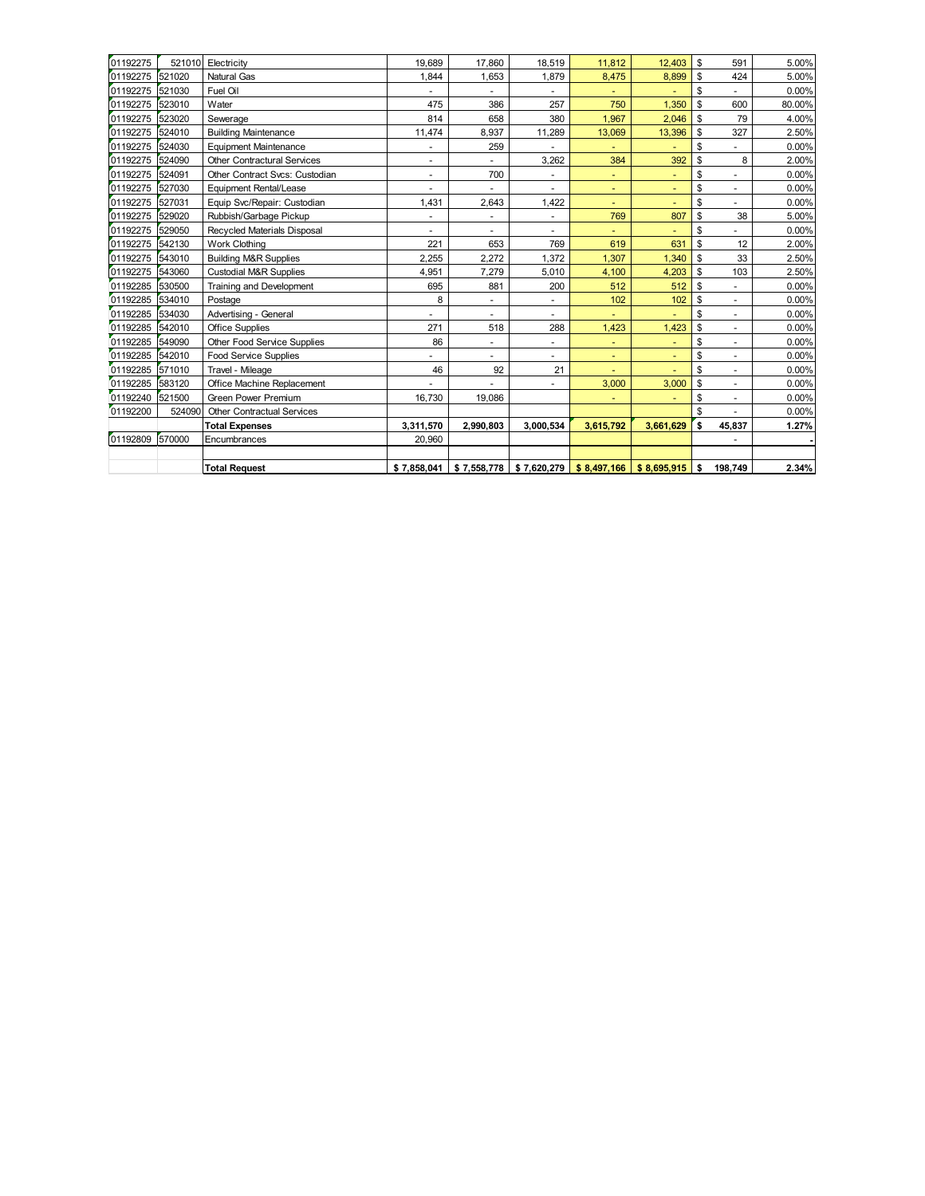| | | | | | | | | | |
|---|---|---|---|---|---|---|---|---|---|
| 01192275 | 521010 | Electricity | 19,689 | 17,860 | 18,519 | 11,812 | 12,403 | $ 591 | 5.00% |
| 01192275 | 521020 | Natural Gas | 1,844 | 1,653 | 1,879 | 8,475 | 8,899 | $ 424 | 5.00% |
| 01192275 | 521030 | Fuel Oil | - | - | - | - | - | $ - | 0.00% |
| 01192275 | 523010 | Water | 475 | 386 | 257 | 750 | 1,350 | $ 600 | 80.00% |
| 01192275 | 523020 | Sewerage | 814 | 658 | 380 | 1,967 | 2,046 | $ 79 | 4.00% |
| 01192275 | 524010 | Building Maintenance | 11,474 | 8,937 | 11,289 | 13,069 | 13,396 | $ 327 | 2.50% |
| 01192275 | 524030 | Equipment Maintenance | - | 259 | - | - | - | $ - | 0.00% |
| 01192275 | 524090 | Other Contractural Services | - | - | 3,262 | 384 | 392 | $ 8 | 2.00% |
| 01192275 | 524091 | Other Contract Svcs: Custodian | - | 700 | - | - | - | $ - | 0.00% |
| 01192275 | 527030 | Equipment Rental/Lease | - | - | - | - | - | $ - | 0.00% |
| 01192275 | 527031 | Equip Svc/Repair: Custodian | 1,431 | 2,643 | 1,422 | - | - | $ - | 0.00% |
| 01192275 | 529020 | Rubbish/Garbage Pickup | - | - | - | 769 | 807 | $ 38 | 5.00% |
| 01192275 | 529050 | Recycled Materials Disposal | - | - | - | - | - | $ - | 0.00% |
| 01192275 | 542130 | Work Clothing | 221 | 653 | 769 | 619 | 631 | $ 12 | 2.00% |
| 01192275 | 543010 | Building M&R Supplies | 2,255 | 2,272 | 1,372 | 1,307 | 1,340 | $ 33 | 2.50% |
| 01192275 | 543060 | Custodial M&R Supplies | 4,951 | 7,279 | 5,010 | 4,100 | 4,203 | $ 103 | 2.50% |
| 01192285 | 530500 | Training and Development | 695 | 881 | 200 | 512 | 512 | $ - | 0.00% |
| 01192285 | 534010 | Postage | 8 | - | - | 102 | 102 | $ - | 0.00% |
| 01192285 | 534030 | Advertising - General | - | - | - | - | - | $ - | 0.00% |
| 01192285 | 542010 | Office Supplies | 271 | 518 | 288 | 1,423 | 1,423 | $ - | 0.00% |
| 01192285 | 549090 | Other Food Service Supplies | 86 | - | - | - | - | $ - | 0.00% |
| 01192285 | 542010 | Food Service Supplies | - | - | - | - | - | $ - | 0.00% |
| 01192285 | 571010 | Travel - Mileage | 46 | 92 | 21 | - | - | $ - | 0.00% |
| 01192285 | 583120 | Office Machine Replacement | - | - | - | 3,000 | 3,000 | $ - | 0.00% |
| 01192240 | 521500 | Green Power Premium | 16,730 | 19,086 | | - | - | $ - | 0.00% |
| 01192200 | 524090 | Other Contractual Services | | | | | | $ - | 0.00% |
| | | **Total Expenses** | **3,311,570** | **2,990,803** | **3,000,534** | **3,615,792** | **3,661,629** | **$ 45,837** | **1.27%** |
| 01192809 | 570000 | Encumbrances | 20,960 | | | | | - | - |
| | | | | | | | | | |
| | | **Total Request** | **$ 7,858,041** | **$ 7,558,778** | **$ 7,620,279** | **$ 8,497,166** | **$ 8,695,915** | **$ 198,749** | **2.34%** |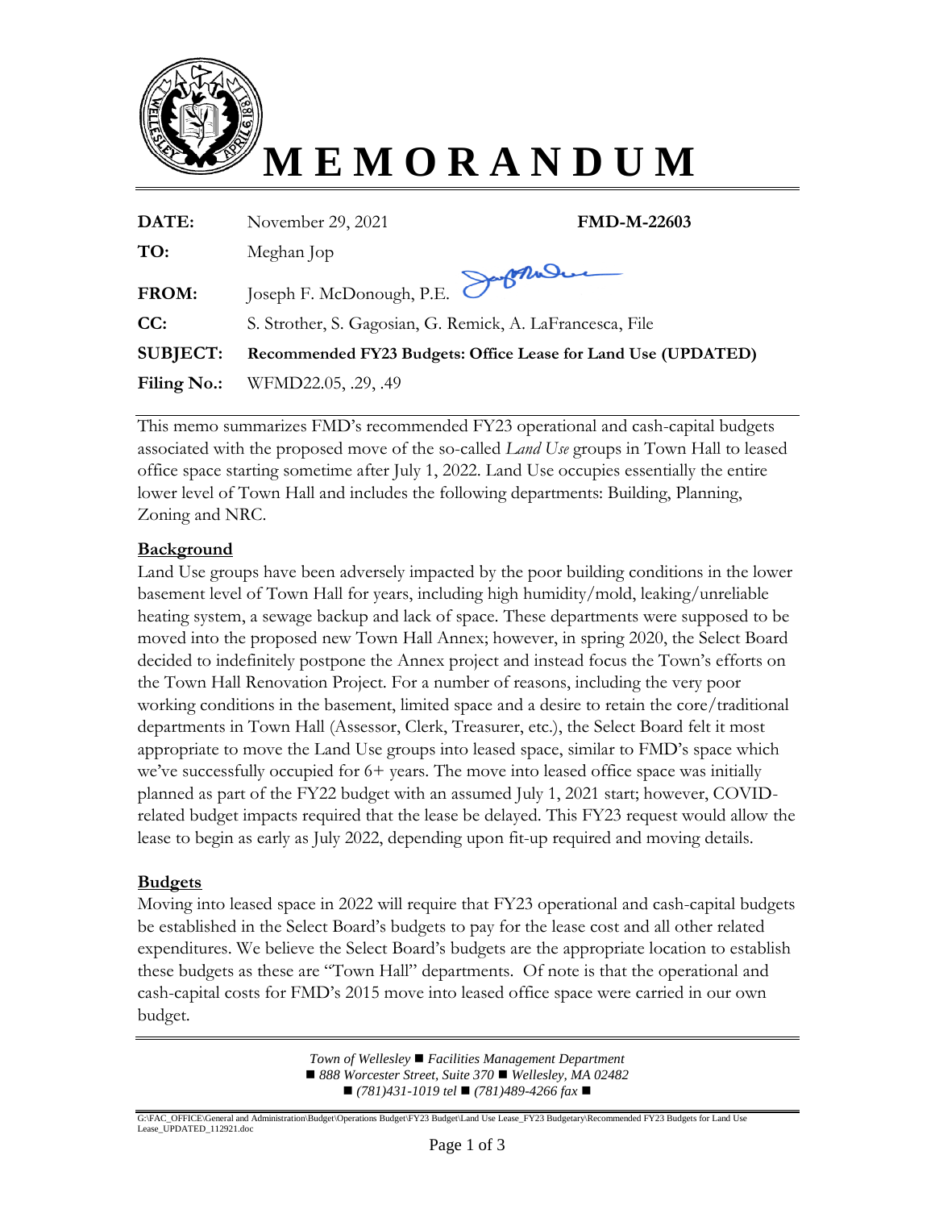# MEMORANDUM

| | | |
|---|---|---|
| **DATE:** | November 29, 2021 | **FMD-M-22603** |
| **TO:** | Meghan Jop | |
| **FROM:** | Joseph F. McDonough, P.E. | |
| **CC:** | S. Strother, S. Gagosian, G. Remick, A. LaFrancesca, File | |
| **SUBJECT:** | **Recommended FY23 Budgets: Office Lease for Land Use (UPDATED)** | |
| **Filing No.:** | WFMD22.05, .29, .49 | |

This memo summarizes FMD's recommended FY23 operational and cash-capital budgets associated with the proposed move of the so-called *Land Use* groups in Town Hall to leased office space starting sometime after July 1, 2022. Land Use occupies essentially the entire lower level of Town Hall and includes the following departments: Building, Planning, Zoning and NRC.

## Background

Land Use groups have been adversely impacted by the poor building conditions in the lower basement level of Town Hall for years, including high humidity/mold, leaking/unreliable heating system, a sewage backup and lack of space. These departments were supposed to be moved into the proposed new Town Hall Annex; however, in spring 2020, the Select Board decided to indefinitely postpone the Annex project and instead focus the Town's efforts on the Town Hall Renovation Project. For a number of reasons, including the very poor working conditions in the basement, limited space and a desire to retain the core/traditional departments in Town Hall (Assessor, Clerk, Treasurer, etc.), the Select Board felt it most appropriate to move the Land Use groups into leased space, similar to FMD's space which we've successfully occupied for 6+ years. The move into leased office space was initially planned as part of the FY22 budget with an assumed July 1, 2021 start; however, COVID-related budget impacts required that the lease be delayed. This FY23 request would allow the lease to begin as early as July 2022, depending upon fit-up required and moving details.

## Budgets

Moving into leased space in 2022 will require that FY23 operational and cash-capital budgets be established in the Select Board's budgets to pay for the lease cost and all other related expenditures. We believe the Select Board's budgets are the appropriate location to establish these budgets as these are "Town Hall" departments. Of note is that the operational and cash-capital costs for FMD's 2015 move into leased office space were carried in our own budget.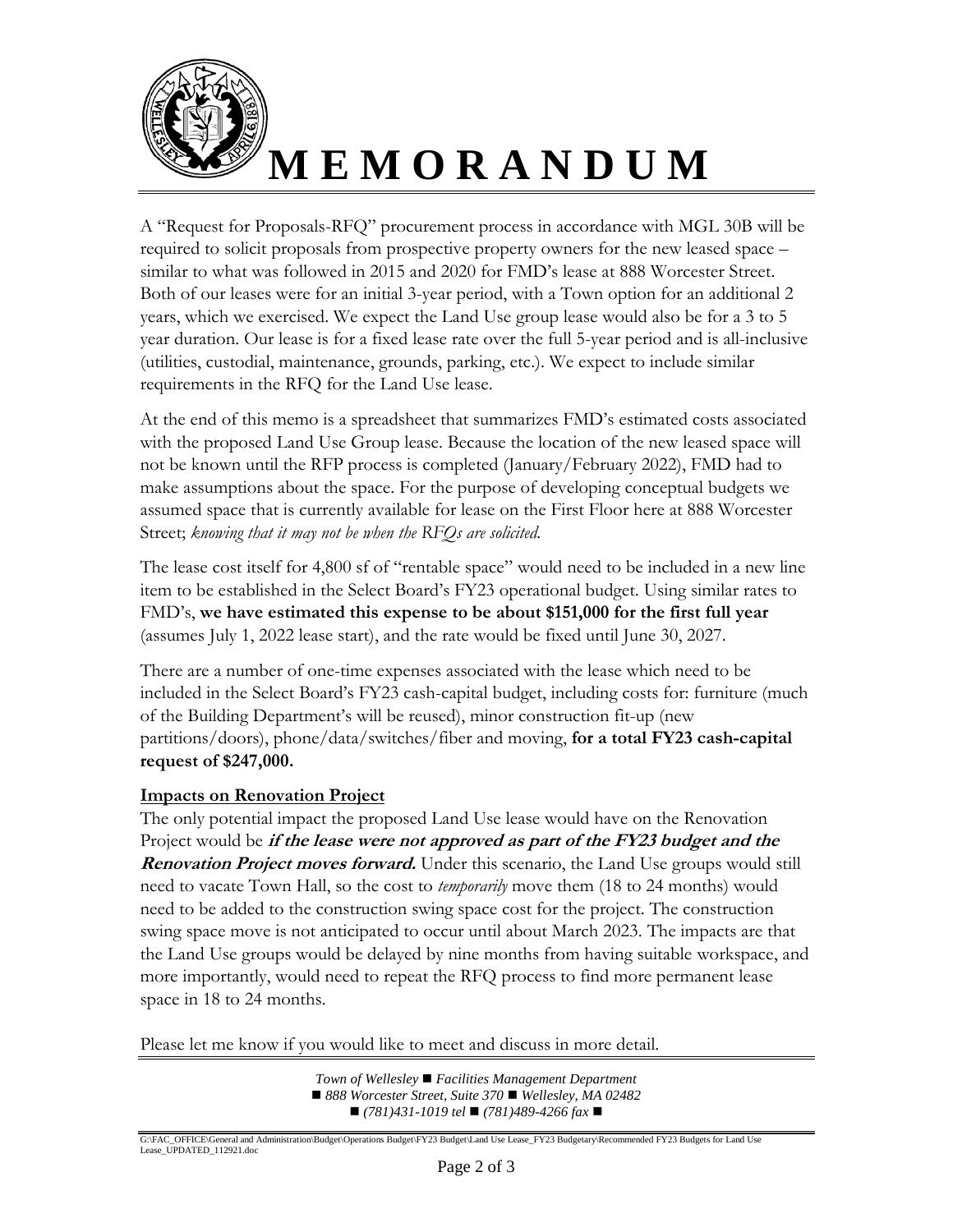# M E M O R A N D U M

A "Request for Proposals-RFQ" procurement process in accordance with MGL 30B will be required to solicit proposals from prospective property owners for the new leased space – similar to what was followed in 2015 and 2020 for FMD's lease at 888 Worcester Street. Both of our leases were for an initial 3-year period, with a Town option for an additional 2 years, which we exercised. We expect the Land Use group lease would also be for a 3 to 5 year duration. Our lease is for a fixed lease rate over the full 5-year period and is all-inclusive (utilities, custodial, maintenance, grounds, parking, etc.). We expect to include similar requirements in the RFQ for the Land Use lease.

At the end of this memo is a spreadsheet that summarizes FMD's estimated costs associated with the proposed Land Use Group lease. Because the location of the new leased space will not be known until the RFP process is completed (January/February 2022), FMD had to make assumptions about the space. For the purpose of developing conceptual budgets we assumed space that is currently available for lease on the First Floor here at 888 Worcester Street; *knowing that it may not be when the RFQs are solicited.*

The lease cost itself for 4,800 sf of "rentable space" would need to be included in a new line item to be established in the Select Board's FY23 operational budget. Using similar rates to FMD's, **we have estimated this expense to be about $151,000 for the first full year** (assumes July 1, 2022 lease start), and the rate would be fixed until June 30, 2027.

There are a number of one-time expenses associated with the lease which need to be included in the Select Board's FY23 cash-capital budget, including costs for: furniture (much of the Building Department's will be reused), minor construction fit-up (new partitions/doors), phone/data/switches/fiber and moving, **for a total FY23 cash-capital request of $247,000.**

**Impacts on Renovation Project**

The only potential impact the proposed Land Use lease would have on the Renovation Project would be ***if the lease were not approved as part of the FY23 budget and the Renovation Project moves forward.*** Under this scenario, the Land Use groups would still need to vacate Town Hall, so the cost to *temporarily* move them (18 to 24 months) would need to be added to the construction swing space cost for the project. The construction swing space move is not anticipated to occur until about March 2023. The impacts are that the Land Use groups would be delayed by nine months from having suitable workspace, and more importantly, would need to repeat the RFQ process to find more permanent lease space in 18 to 24 months.

Please let me know if you would like to meet and discuss in more detail.

*Town of Wellesley ■ Facilities Management Department*
*■ 888 Worcester Street, Suite 370 ■ Wellesley, MA 02482*
*■ (781)431-1019 tel ■ (781)489-4266 fax ■*

G:\FAC_OFFICE\General and Administration\Budget\Operations Budget\FY23 Budget\Land Use Lease_FY23 Budgetary\Recommended FY23 Budgets for Land Use Lease_UPDATED_112921.doc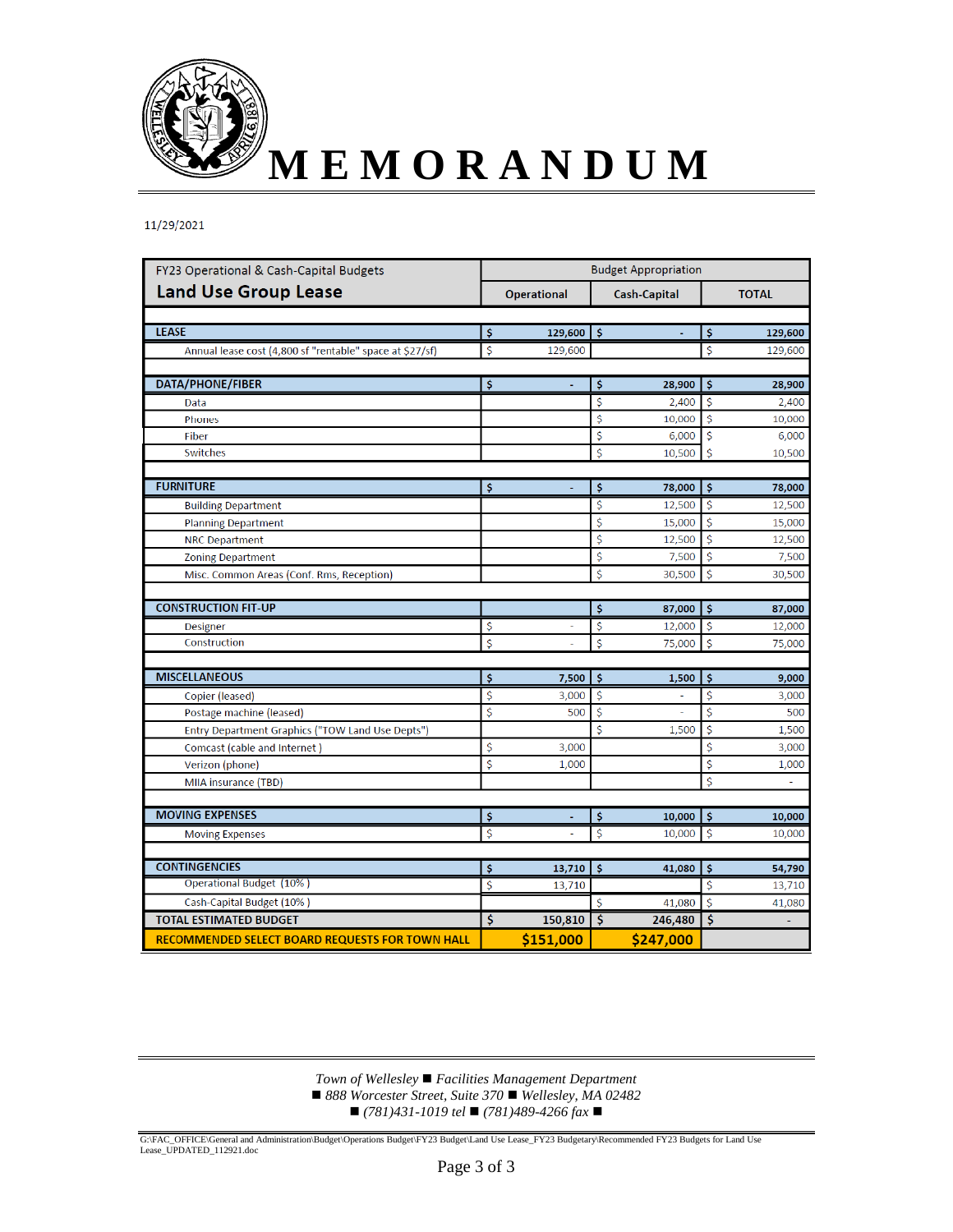# MEMORANDUM

11/29/2021

| FY23 Operational & Cash-Capital Budgets<br>**Land Use Group Lease** | Budget Appropriation | | |
|---|---|---|---|
| | **Operational** | **Cash-Capital** | **TOTAL** |
| **LEASE** | **$ 129,600** | **$ -** | **$ 129,600** |
| Annual lease cost (4,800 sf "rentable" space at $27/sf) | $ 129,600 | | $ 129,600 |
| **DATA/PHONE/FIBER** | **$ -** | **$ 28,900** | **$ 28,900** |
| Data | | $ 2,400 | $ 2,400 |
| Phones | | $ 10,000 | $ 10,000 |
| Fiber | | $ 6,000 | $ 6,000 |
| Switches | | $ 10,500 | $ 10,500 |
| **FURNITURE** | **$ -** | **$ 78,000** | **$ 78,000** |
| Building Department | | $ 12,500 | $ 12,500 |
| Planning Department | | $ 15,000 | $ 15,000 |
| NRC Department | | $ 12,500 | $ 12,500 |
| Zoning Department | | $ 7,500 | $ 7,500 |
| Misc. Common Areas (Conf. Rms, Reception) | | $ 30,500 | $ 30,500 |
| **CONSTRUCTION FIT-UP** | | **$ 87,000** | **$ 87,000** |
| Designer | $ - | $ 12,000 | $ 12,000 |
| Construction | $ - | $ 75,000 | $ 75,000 |
| **MISCELLANEOUS** | **$ 7,500** | **$ 1,500** | **$ 9,000** |
| Copier (leased) | $ 3,000 | $ - | $ 3,000 |
| Postage machine (leased) | $ 500 | $ - | $ 500 |
| Entry Department Graphics ("TOW Land Use Depts") | | $ 1,500 | $ 1,500 |
| Comcast (cable and Internet ) | $ 3,000 | | $ 3,000 |
| Verizon (phone) | $ 1,000 | | $ 1,000 |
| MIIA insurance (TBD) | | | $ - |
| **MOVING EXPENSES** | **$ -** | **$ 10,000** | **$ 10,000** |
| Moving Expenses | $ - | $ 10,000 | $ 10,000 |
| **CONTINGENCIES** | **$ 13,710** | **$ 41,080** | **$ 54,790** |
| Operational Budget (10%) | $ 13,710 | | $ 13,710 |
| Cash-Capital Budget (10%) | | $ 41,080 | $ 41,080 |
| **TOTAL ESTIMATED BUDGET** | **$ 150,810** | **$ 246,480** | **$ -** |
| **RECOMMENDED SELECT BOARD REQUESTS FOR TOWN HALL** | **$151,000** | **$247,000** | |

*Town of Wellesley ■ Facilities Management Department*
*■ 888 Worcester Street, Suite 370 ■ Wellesley, MA 02482*
*■ (781)431-1019 tel ■ (781)489-4266 fax ■*

G:\FAC_OFFICE\General and Administration\Budget\Operations Budget\FY23 Budget\Land Use Lease_FY23 Budgetary\Recommended FY23 Budgets for Land Use Lease_UPDATED_112921.doc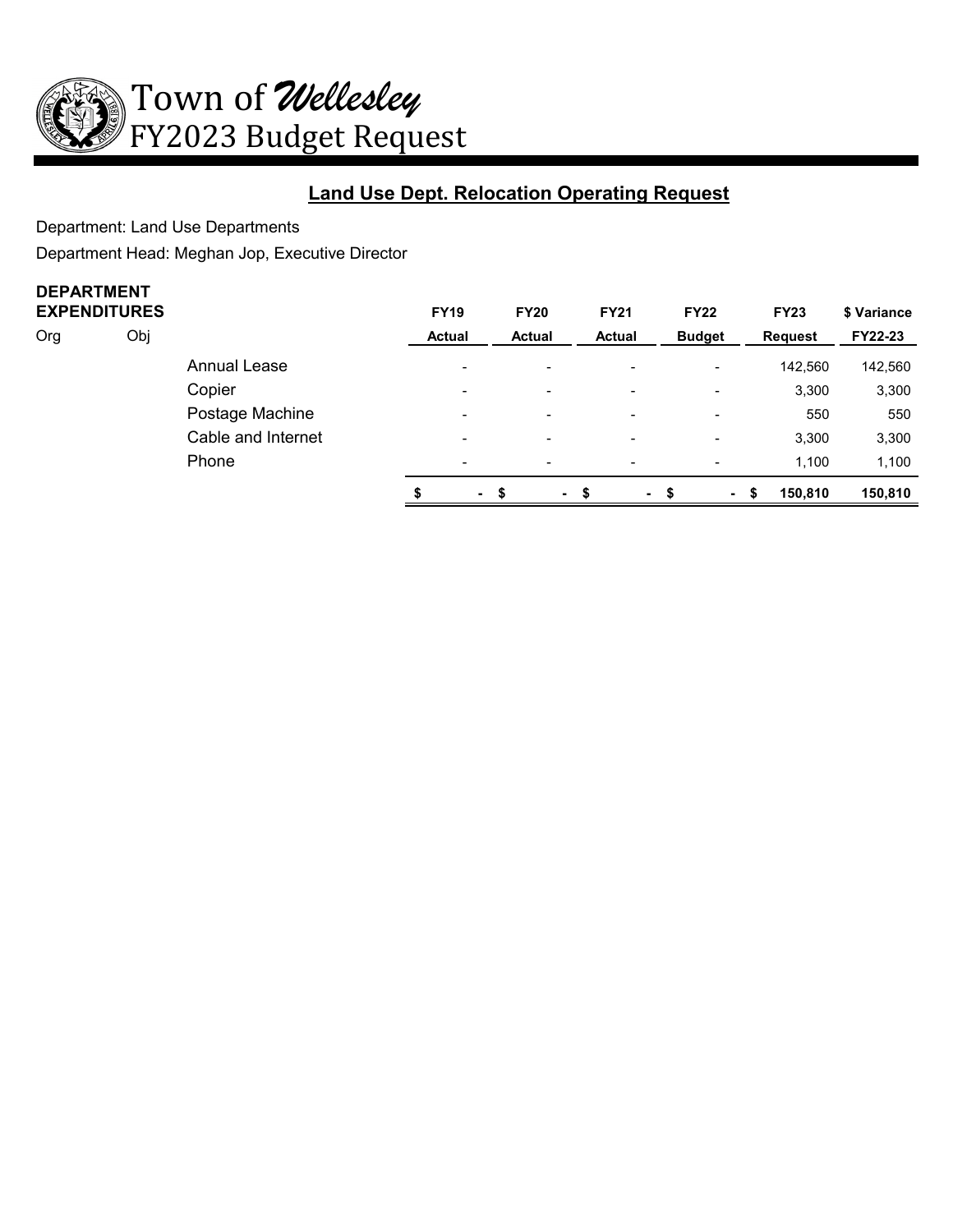# Town of *Wellesley*
## FY2023 Budget Request

### Land Use Dept. Relocation Operating Request

Department: Land Use Departments

Department Head: Meghan Jop, Executive Director

**DEPARTMENT EXPENDITURES**

| Org | Obj | | FY19 Actual | FY20 Actual | FY21 Actual | FY22 Budget | FY23 Request | $ Variance FY22-23 |
|---|---|---|---|---|---|---|---|---|
| | | Annual Lease | - | - | - | - | 142,560 | 142,560 |
| | | Copier | - | - | - | - | 3,300 | 3,300 |
| | | Postage Machine | - | - | - | - | 550 | 550 |
| | | Cable and Internet | - | - | - | - | 3,300 | 3,300 |
| | | Phone | - | - | - | - | 1,100 | 1,100 |
| | | | **$ -** | **$ -** | **$ -** | **$ -** | **$ 150,810** | **150,810** |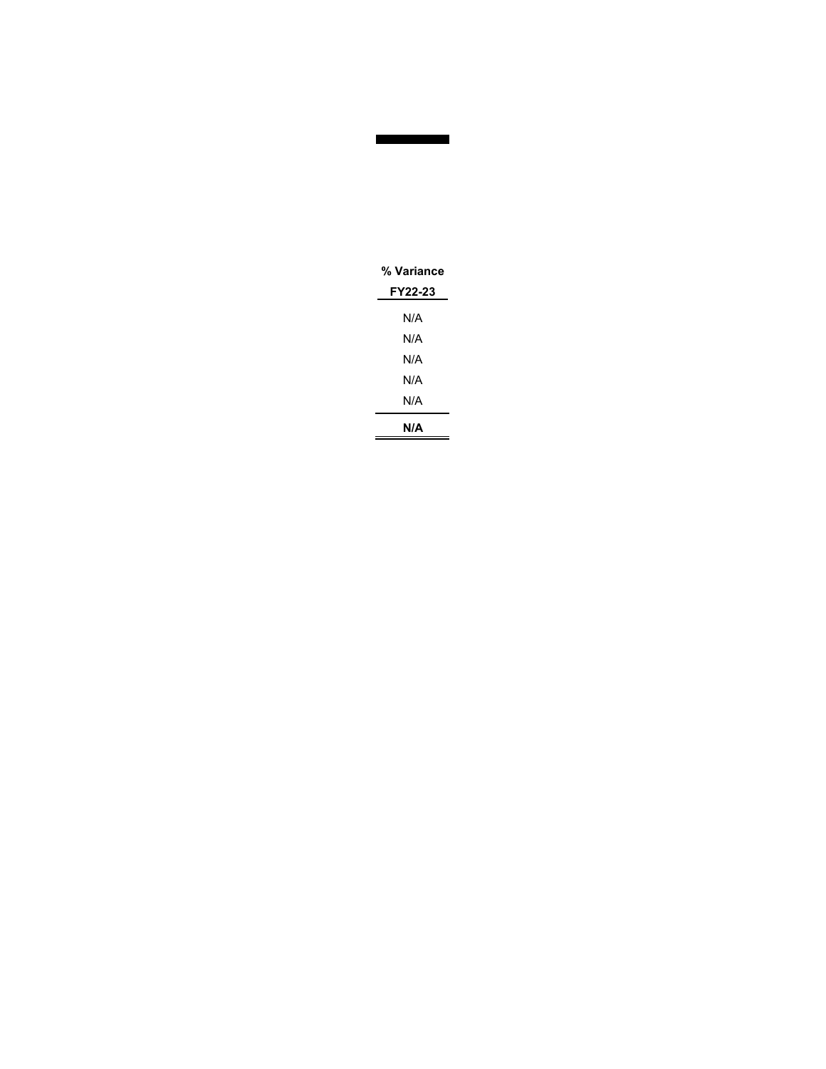| % Variance FY22-23 |
| --- |
| N/A |
| N/A |
| N/A |
| N/A |
| N/A |
| **N/A** |